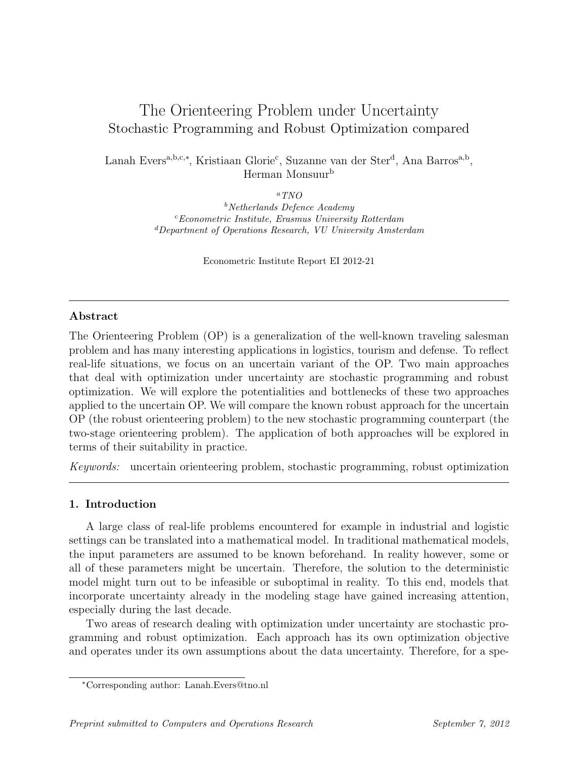# The Orienteering Problem under Uncertainty
## Stochastic Programming and Robust Optimization compared

Lanah Evers[a,b,c,*], Kristiaan Glorie[c], Suzanne van der Ster[d], Ana Barros[a,b], Herman Monsuur[b]

[a] *TNO*
[b] *Netherlands Defence Academy*
[c] *Econometric Institute, Erasmus University Rotterdam*
[d] *Department of Operations Research, VU University Amsterdam*

Econometric Institute Report EI 2012-21

---

### Abstract

The Orienteering Problem (OP) is a generalization of the well-known traveling salesman problem and has many interesting applications in logistics, tourism and defense. To reflect real-life situations, we focus on an uncertain variant of the OP. Two main approaches that deal with optimization under uncertainty are stochastic programming and robust optimization. We will explore the potentialities and bottlenecks of these two approaches applied to the uncertain OP. We will compare the known robust approach for the uncertain OP (the robust orienteering problem) to the new stochastic programming counterpart (the two-stage orienteering problem). The application of both approaches will be explored in terms of their suitability in practice.

*Keywords:* uncertain orienteering problem, stochastic programming, robust optimization

---

### 1. Introduction

A large class of real-life problems encountered for example in industrial and logistic settings can be translated into a mathematical model. In traditional mathematical models, the input parameters are assumed to be known beforehand. In reality however, some or all of these parameters might be uncertain. Therefore, the solution to the deterministic model might turn out to be infeasible or suboptimal in reality. To this end, models that incorporate uncertainty already in the modeling stage have gained increasing attention, especially during the last decade.

Two areas of research dealing with optimization under uncertainty are stochastic programming and robust optimization. Each approach has its own optimization objective and operates under its own assumptions about the data uncertainty. Therefore, for a spe-

[*] Corresponding author: Lanah.Evers@tno.nl

*Preprint submitted to Computers and Operations Research* — *September 7, 2012*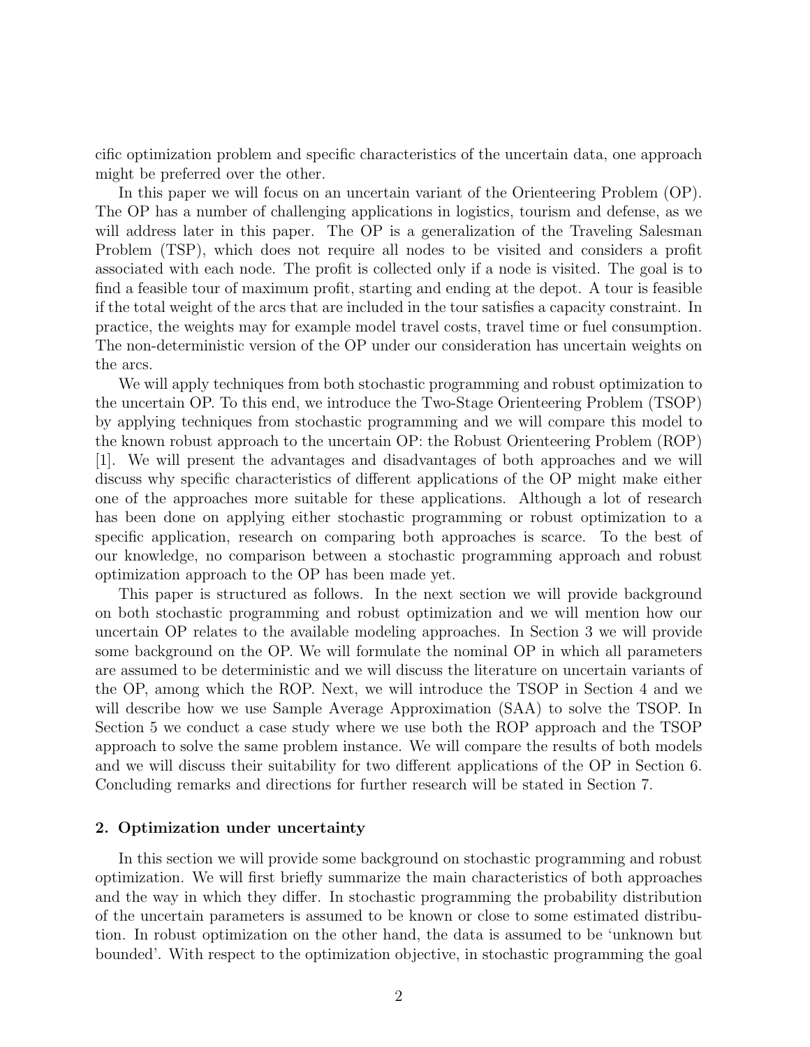cific optimization problem and specific characteristics of the uncertain data, one approach might be preferred over the other.

In this paper we will focus on an uncertain variant of the Orienteering Problem (OP). The OP has a number of challenging applications in logistics, tourism and defense, as we will address later in this paper. The OP is a generalization of the Traveling Salesman Problem (TSP), which does not require all nodes to be visited and considers a profit associated with each node. The profit is collected only if a node is visited. The goal is to find a feasible tour of maximum profit, starting and ending at the depot. A tour is feasible if the total weight of the arcs that are included in the tour satisfies a capacity constraint. In practice, the weights may for example model travel costs, travel time or fuel consumption. The non-deterministic version of the OP under our consideration has uncertain weights on the arcs.

We will apply techniques from both stochastic programming and robust optimization to the uncertain OP. To this end, we introduce the Two-Stage Orienteering Problem (TSOP) by applying techniques from stochastic programming and we will compare this model to the known robust approach to the uncertain OP: the Robust Orienteering Problem (ROP) [1]. We will present the advantages and disadvantages of both approaches and we will discuss why specific characteristics of different applications of the OP might make either one of the approaches more suitable for these applications. Although a lot of research has been done on applying either stochastic programming or robust optimization to a specific application, research on comparing both approaches is scarce. To the best of our knowledge, no comparison between a stochastic programming approach and robust optimization approach to the OP has been made yet.

This paper is structured as follows. In the next section we will provide background on both stochastic programming and robust optimization and we will mention how our uncertain OP relates to the available modeling approaches. In Section 3 we will provide some background on the OP. We will formulate the nominal OP in which all parameters are assumed to be deterministic and we will discuss the literature on uncertain variants of the OP, among which the ROP. Next, we will introduce the TSOP in Section 4 and we will describe how we use Sample Average Approximation (SAA) to solve the TSOP. In Section 5 we conduct a case study where we use both the ROP approach and the TSOP approach to solve the same problem instance. We will compare the results of both models and we will discuss their suitability for two different applications of the OP in Section 6. Concluding remarks and directions for further research will be stated in Section 7.

## 2. Optimization under uncertainty

In this section we will provide some background on stochastic programming and robust optimization. We will first briefly summarize the main characteristics of both approaches and the way in which they differ. In stochastic programming the probability distribution of the uncertain parameters is assumed to be known or close to some estimated distribution. In robust optimization on the other hand, the data is assumed to be 'unknown but bounded'. With respect to the optimization objective, in stochastic programming the goal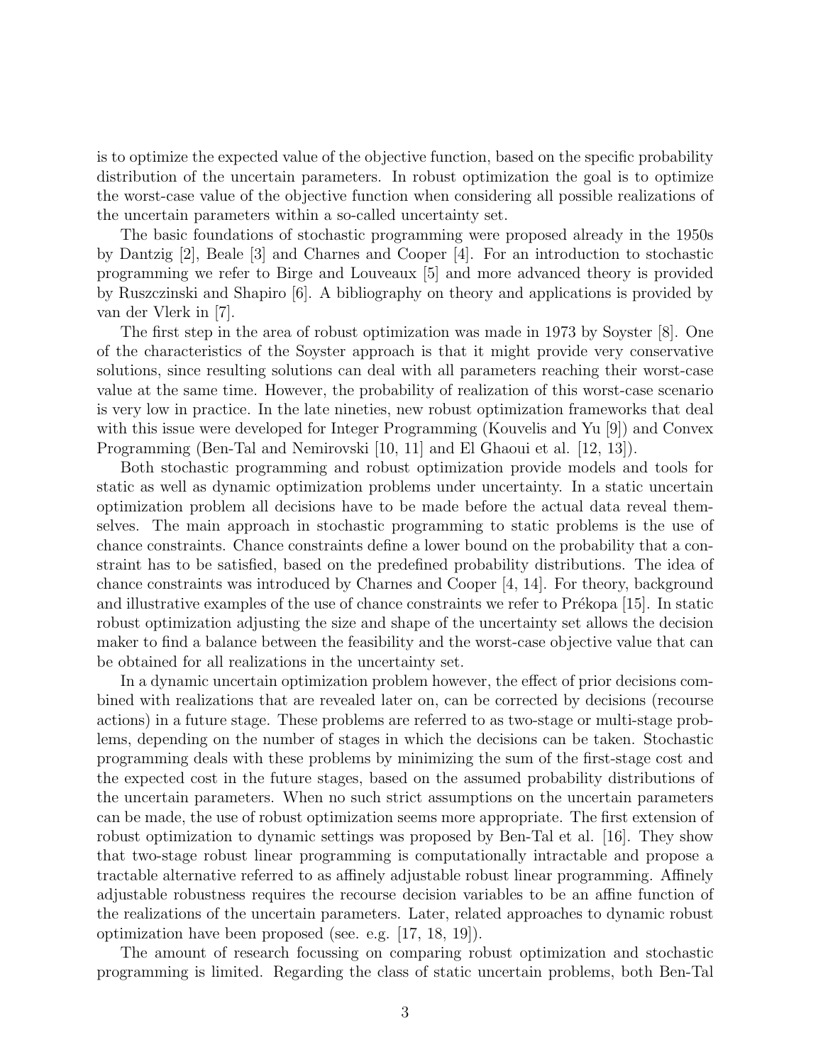is to optimize the expected value of the objective function, based on the specific probability distribution of the uncertain parameters. In robust optimization the goal is to optimize the worst-case value of the objective function when considering all possible realizations of the uncertain parameters within a so-called uncertainty set.

The basic foundations of stochastic programming were proposed already in the 1950s by Dantzig [2], Beale [3] and Charnes and Cooper [4]. For an introduction to stochastic programming we refer to Birge and Louveaux [5] and more advanced theory is provided by Ruszczinski and Shapiro [6]. A bibliography on theory and applications is provided by van der Vlerk in [7].

The first step in the area of robust optimization was made in 1973 by Soyster [8]. One of the characteristics of the Soyster approach is that it might provide very conservative solutions, since resulting solutions can deal with all parameters reaching their worst-case value at the same time. However, the probability of realization of this worst-case scenario is very low in practice. In the late nineties, new robust optimization frameworks that deal with this issue were developed for Integer Programming (Kouvelis and Yu [9]) and Convex Programming (Ben-Tal and Nemirovski [10, 11] and El Ghaoui et al. [12, 13]).

Both stochastic programming and robust optimization provide models and tools for static as well as dynamic optimization problems under uncertainty. In a static uncertain optimization problem all decisions have to be made before the actual data reveal themselves. The main approach in stochastic programming to static problems is the use of chance constraints. Chance constraints define a lower bound on the probability that a constraint has to be satisfied, based on the predefined probability distributions. The idea of chance constraints was introduced by Charnes and Cooper [4, 14]. For theory, background and illustrative examples of the use of chance constraints we refer to Prékopa [15]. In static robust optimization adjusting the size and shape of the uncertainty set allows the decision maker to find a balance between the feasibility and the worst-case objective value that can be obtained for all realizations in the uncertainty set.

In a dynamic uncertain optimization problem however, the effect of prior decisions combined with realizations that are revealed later on, can be corrected by decisions (recourse actions) in a future stage. These problems are referred to as two-stage or multi-stage problems, depending on the number of stages in which the decisions can be taken. Stochastic programming deals with these problems by minimizing the sum of the first-stage cost and the expected cost in the future stages, based on the assumed probability distributions of the uncertain parameters. When no such strict assumptions on the uncertain parameters can be made, the use of robust optimization seems more appropriate. The first extension of robust optimization to dynamic settings was proposed by Ben-Tal et al. [16]. They show that two-stage robust linear programming is computationally intractable and propose a tractable alternative referred to as affinely adjustable robust linear programming. Affinely adjustable robustness requires the recourse decision variables to be an affine function of the realizations of the uncertain parameters. Later, related approaches to dynamic robust optimization have been proposed (see. e.g. [17, 18, 19]).

The amount of research focussing on comparing robust optimization and stochastic programming is limited. Regarding the class of static uncertain problems, both Ben-Tal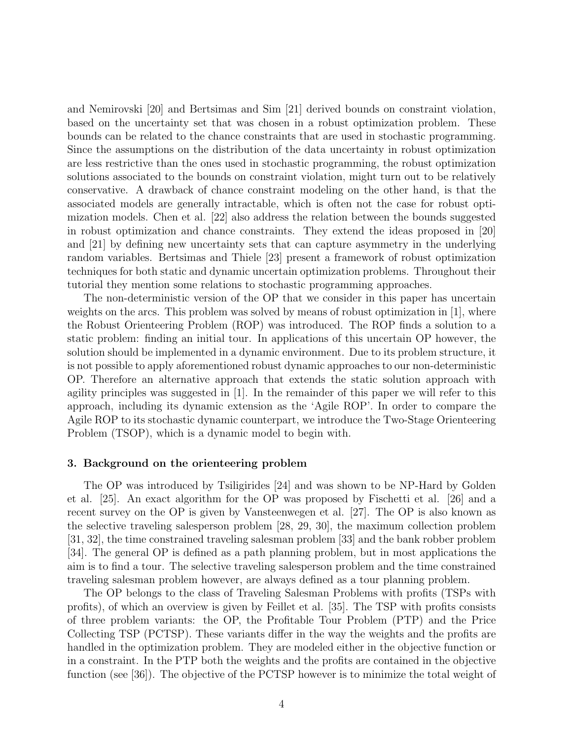and Nemirovski [20] and Bertsimas and Sim [21] derived bounds on constraint violation, based on the uncertainty set that was chosen in a robust optimization problem. These bounds can be related to the chance constraints that are used in stochastic programming. Since the assumptions on the distribution of the data uncertainty in robust optimization are less restrictive than the ones used in stochastic programming, the robust optimization solutions associated to the bounds on constraint violation, might turn out to be relatively conservative. A drawback of chance constraint modeling on the other hand, is that the associated models are generally intractable, which is often not the case for robust optimization models. Chen et al. [22] also address the relation between the bounds suggested in robust optimization and chance constraints. They extend the ideas proposed in [20] and [21] by defining new uncertainty sets that can capture asymmetry in the underlying random variables. Bertsimas and Thiele [23] present a framework of robust optimization techniques for both static and dynamic uncertain optimization problems. Throughout their tutorial they mention some relations to stochastic programming approaches.

The non-deterministic version of the OP that we consider in this paper has uncertain weights on the arcs. This problem was solved by means of robust optimization in [1], where the Robust Orienteering Problem (ROP) was introduced. The ROP finds a solution to a static problem: finding an initial tour. In applications of this uncertain OP however, the solution should be implemented in a dynamic environment. Due to its problem structure, it is not possible to apply aforementioned robust dynamic approaches to our non-deterministic OP. Therefore an alternative approach that extends the static solution approach with agility principles was suggested in [1]. In the remainder of this paper we will refer to this approach, including its dynamic extension as the 'Agile ROP'. In order to compare the Agile ROP to its stochastic dynamic counterpart, we introduce the Two-Stage Orienteering Problem (TSOP), which is a dynamic model to begin with.

### 3. Background on the orienteering problem

The OP was introduced by Tsiligirides [24] and was shown to be NP-Hard by Golden et al. [25]. An exact algorithm for the OP was proposed by Fischetti et al. [26] and a recent survey on the OP is given by Vansteenwegen et al. [27]. The OP is also known as the selective traveling salesperson problem [28, 29, 30], the maximum collection problem [31, 32], the time constrained traveling salesman problem [33] and the bank robber problem [34]. The general OP is defined as a path planning problem, but in most applications the aim is to find a tour. The selective traveling salesperson problem and the time constrained traveling salesman problem however, are always defined as a tour planning problem.

The OP belongs to the class of Traveling Salesman Problems with profits (TSPs with profits), of which an overview is given by Feillet et al. [35]. The TSP with profits consists of three problem variants: the OP, the Profitable Tour Problem (PTP) and the Price Collecting TSP (PCTSP). These variants differ in the way the weights and the profits are handled in the optimization problem. They are modeled either in the objective function or in a constraint. In the PTP both the weights and the profits are contained in the objective function (see [36]). The objective of the PCTSP however is to minimize the total weight of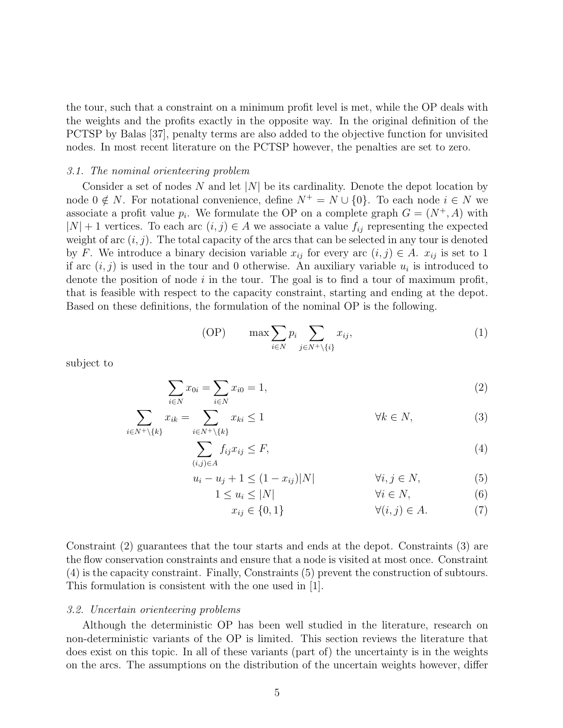the tour, such that a constraint on a minimum profit level is met, while the OP deals with the weights and the profits exactly in the opposite way. In the original definition of the PCTSP by Balas [37], penalty terms are also added to the objective function for unvisited nodes. In most recent literature on the PCTSP however, the penalties are set to zero.

### *3.1. The nominal orienteering problem*

Consider a set of nodes $N$ and let $|N|$ be its cardinality. Denote the depot location by node $0 \notin N$. For notational convenience, define $N^+ = N \cup \{0\}$. To each node $i \in N$ we associate a profit value $p_i$. We formulate the OP on a complete graph $G = (N^+, A)$ with $|N| + 1$ vertices. To each arc $(i, j) \in A$ we associate a value $f_{ij}$ representing the expected weight of arc $(i, j)$. The total capacity of the arcs that can be selected in any tour is denoted by $F$. We introduce a binary decision variable $x_{ij}$ for every arc $(i, j) \in A$. $x_{ij}$ is set to 1 if arc $(i, j)$ is used in the tour and 0 otherwise. An auxiliary variable $u_i$ is introduced to denote the position of node $i$ in the tour. The goal is to find a tour of maximum profit, that is feasible with respect to the capacity constraint, starting and ending at the depot. Based on these definitions, the formulation of the nominal OP is the following.

$$\text{(OP)} \qquad \max \sum_{i \in N} p_i \sum_{j \in N^+ \setminus \{i\}} x_{ij}, \tag{1}$$

subject to

$$\sum_{i \in N} x_{0i} = \sum_{i \in N} x_{i0} = 1, \tag{2}$$

$$\sum_{i \in N^+ \setminus \{k\}} x_{ik} = \sum_{i \in N^+ \setminus \{k\}} x_{ki} \leq 1 \qquad \forall k \in N, \tag{3}$$

$$\sum_{(i,j) \in A} f_{ij} x_{ij} \leq F, \tag{4}$$

$$u_i - u_j + 1 \leq (1 - x_{ij})|N| \qquad \forall i, j \in N, \tag{5}$$

$$1 \leq u_i \leq |N| \qquad \forall i \in N, \tag{6}$$

$$x_{ij} \in \{0, 1\} \qquad \forall (i, j) \in A. \tag{7}$$

Constraint (2) guarantees that the tour starts and ends at the depot. Constraints (3) are the flow conservation constraints and ensure that a node is visited at most once. Constraint (4) is the capacity constraint. Finally, Constraints (5) prevent the construction of subtours. This formulation is consistent with the one used in [1].

### *3.2. Uncertain orienteering problems*

Although the deterministic OP has been well studied in the literature, research on non-deterministic variants of the OP is limited. This section reviews the literature that does exist on this topic. In all of these variants (part of) the uncertainty is in the weights on the arcs. The assumptions on the distribution of the uncertain weights however, differ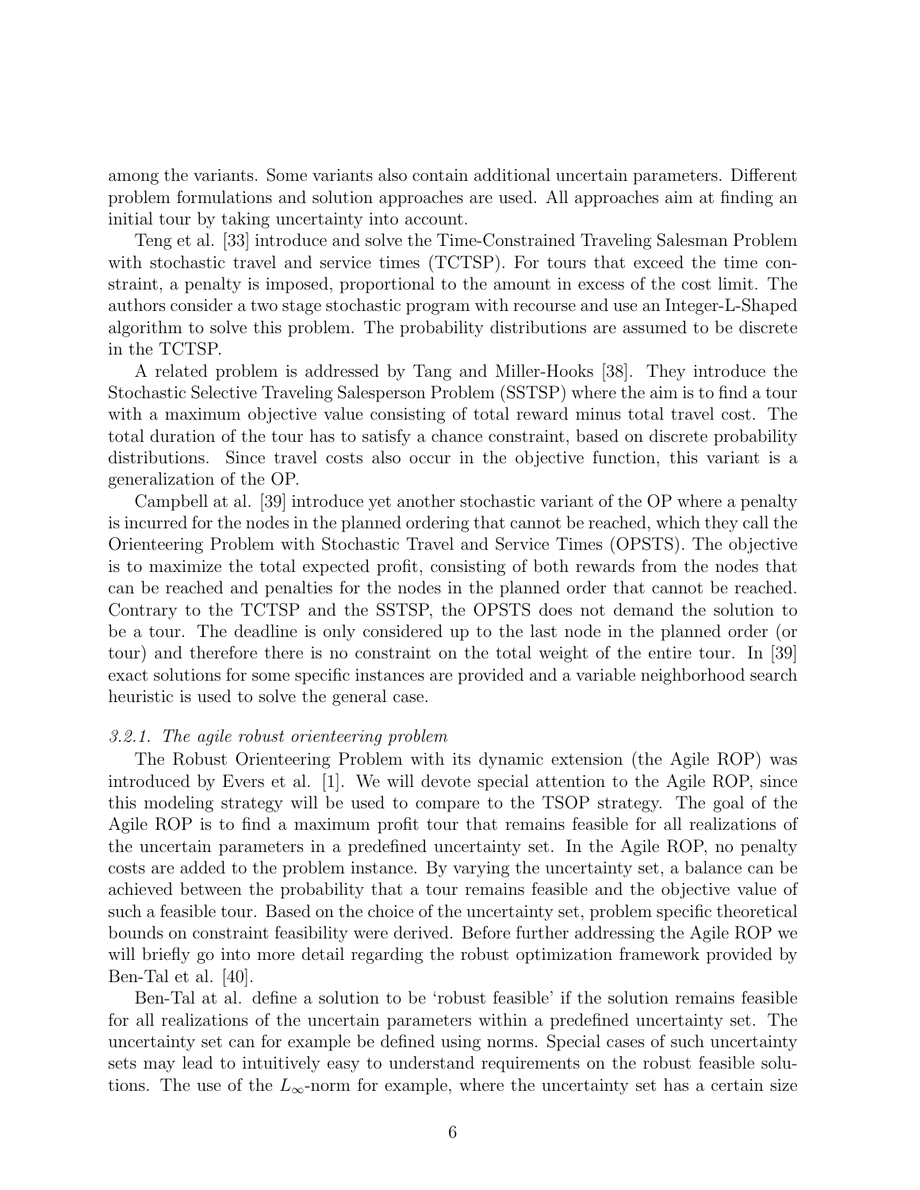among the variants. Some variants also contain additional uncertain parameters. Different problem formulations and solution approaches are used. All approaches aim at finding an initial tour by taking uncertainty into account.

Teng et al. [33] introduce and solve the Time-Constrained Traveling Salesman Problem with stochastic travel and service times (TCTSP). For tours that exceed the time constraint, a penalty is imposed, proportional to the amount in excess of the cost limit. The authors consider a two stage stochastic program with recourse and use an Integer-L-Shaped algorithm to solve this problem. The probability distributions are assumed to be discrete in the TCTSP.

A related problem is addressed by Tang and Miller-Hooks [38]. They introduce the Stochastic Selective Traveling Salesperson Problem (SSTSP) where the aim is to find a tour with a maximum objective value consisting of total reward minus total travel cost. The total duration of the tour has to satisfy a chance constraint, based on discrete probability distributions. Since travel costs also occur in the objective function, this variant is a generalization of the OP.

Campbell at al. [39] introduce yet another stochastic variant of the OP where a penalty is incurred for the nodes in the planned ordering that cannot be reached, which they call the Orienteering Problem with Stochastic Travel and Service Times (OPSTS). The objective is to maximize the total expected profit, consisting of both rewards from the nodes that can be reached and penalties for the nodes in the planned order that cannot be reached. Contrary to the TCTSP and the SSTSP, the OPSTS does not demand the solution to be a tour. The deadline is only considered up to the last node in the planned order (or tour) and therefore there is no constraint on the total weight of the entire tour. In [39] exact solutions for some specific instances are provided and a variable neighborhood search heuristic is used to solve the general case.

#### *3.2.1. The agile robust orienteering problem*

The Robust Orienteering Problem with its dynamic extension (the Agile ROP) was introduced by Evers et al. [1]. We will devote special attention to the Agile ROP, since this modeling strategy will be used to compare to the TSOP strategy. The goal of the Agile ROP is to find a maximum profit tour that remains feasible for all realizations of the uncertain parameters in a predefined uncertainty set. In the Agile ROP, no penalty costs are added to the problem instance. By varying the uncertainty set, a balance can be achieved between the probability that a tour remains feasible and the objective value of such a feasible tour. Based on the choice of the uncertainty set, problem specific theoretical bounds on constraint feasibility were derived. Before further addressing the Agile ROP we will briefly go into more detail regarding the robust optimization framework provided by Ben-Tal et al. [40].

Ben-Tal at al. define a solution to be 'robust feasible' if the solution remains feasible for all realizations of the uncertain parameters within a predefined uncertainty set. The uncertainty set can for example be defined using norms. Special cases of such uncertainty sets may lead to intuitively easy to understand requirements on the robust feasible solutions. The use of the $L_\infty$-norm for example, where the uncertainty set has a certain size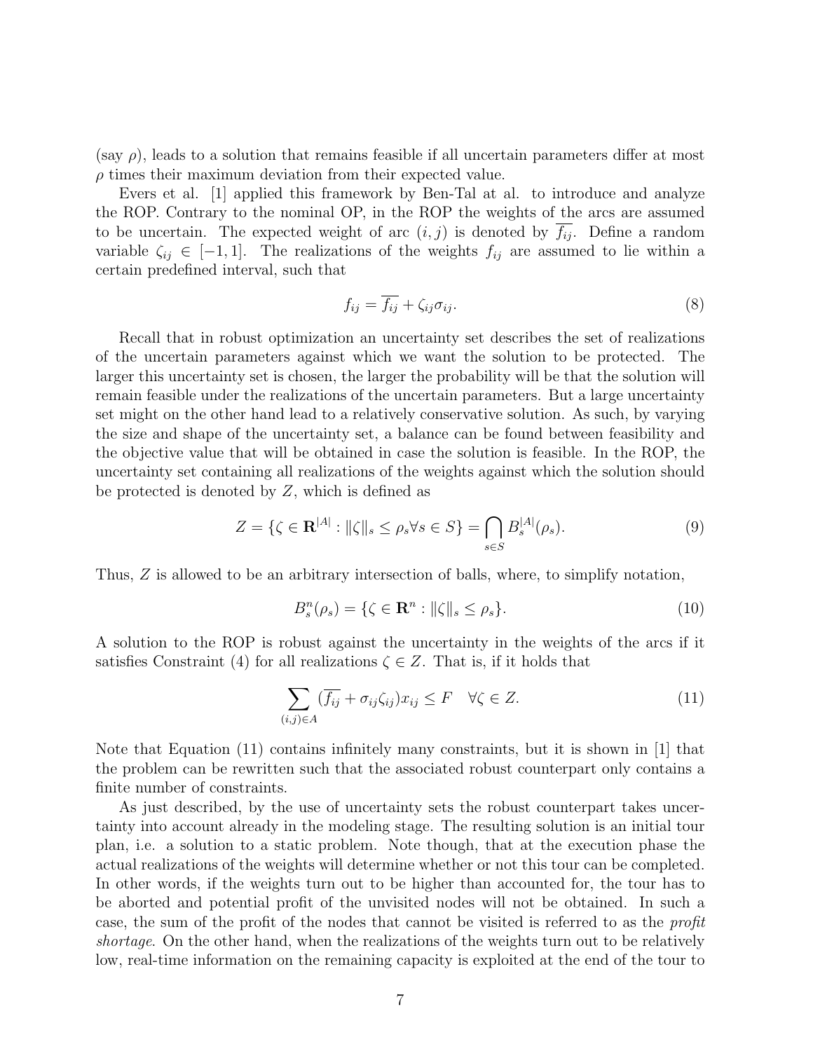(say $\rho$), leads to a solution that remains feasible if all uncertain parameters differ at most $\rho$ times their maximum deviation from their expected value.

Evers et al. [1] applied this framework by Ben-Tal at al. to introduce and analyze the ROP. Contrary to the nominal OP, in the ROP the weights of the arcs are assumed to be uncertain. The expected weight of arc $(i, j)$ is denoted by $\overline{f_{ij}}$. Define a random variable $\zeta_{ij} \in [-1, 1]$. The realizations of the weights $f_{ij}$ are assumed to lie within a certain predefined interval, such that

$$f_{ij} = \overline{f_{ij}} + \zeta_{ij}\sigma_{ij}. \tag{8}$$

Recall that in robust optimization an uncertainty set describes the set of realizations of the uncertain parameters against which we want the solution to be protected. The larger this uncertainty set is chosen, the larger the probability will be that the solution will remain feasible under the realizations of the uncertain parameters. But a large uncertainty set might on the other hand lead to a relatively conservative solution. As such, by varying the size and shape of the uncertainty set, a balance can be found between feasibility and the objective value that will be obtained in case the solution is feasible. In the ROP, the uncertainty set containing all realizations of the weights against which the solution should be protected is denoted by $Z$, which is defined as

$$Z = \{\zeta \in \mathbf{R}^{|A|} : \|\zeta\|_s \leq \rho_s \forall s \in S\} = \bigcap_{s \in S} B_s^{|A|}(\rho_s). \tag{9}$$

Thus, $Z$ is allowed to be an arbitrary intersection of balls, where, to simplify notation,

$$B_s^n(\rho_s) = \{\zeta \in \mathbf{R}^n : \|\zeta\|_s \leq \rho_s\}. \tag{10}$$

A solution to the ROP is robust against the uncertainty in the weights of the arcs if it satisfies Constraint (4) for all realizations $\zeta \in Z$. That is, if it holds that

$$\sum_{(i,j) \in A} (\overline{f_{ij}} + \sigma_{ij}\zeta_{ij})x_{ij} \leq F \quad \forall \zeta \in Z. \tag{11}$$

Note that Equation (11) contains infinitely many constraints, but it is shown in [1] that the problem can be rewritten such that the associated robust counterpart only contains a finite number of constraints.

As just described, by the use of uncertainty sets the robust counterpart takes uncertainty into account already in the modeling stage. The resulting solution is an initial tour plan, i.e. a solution to a static problem. Note though, that at the execution phase the actual realizations of the weights will determine whether or not this tour can be completed. In other words, if the weights turn out to be higher than accounted for, the tour has to be aborted and potential profit of the unvisited nodes will not be obtained. In such a case, the sum of the profit of the nodes that cannot be visited is referred to as the *profit shortage*. On the other hand, when the realizations of the weights turn out to be relatively low, real-time information on the remaining capacity is exploited at the end of the tour to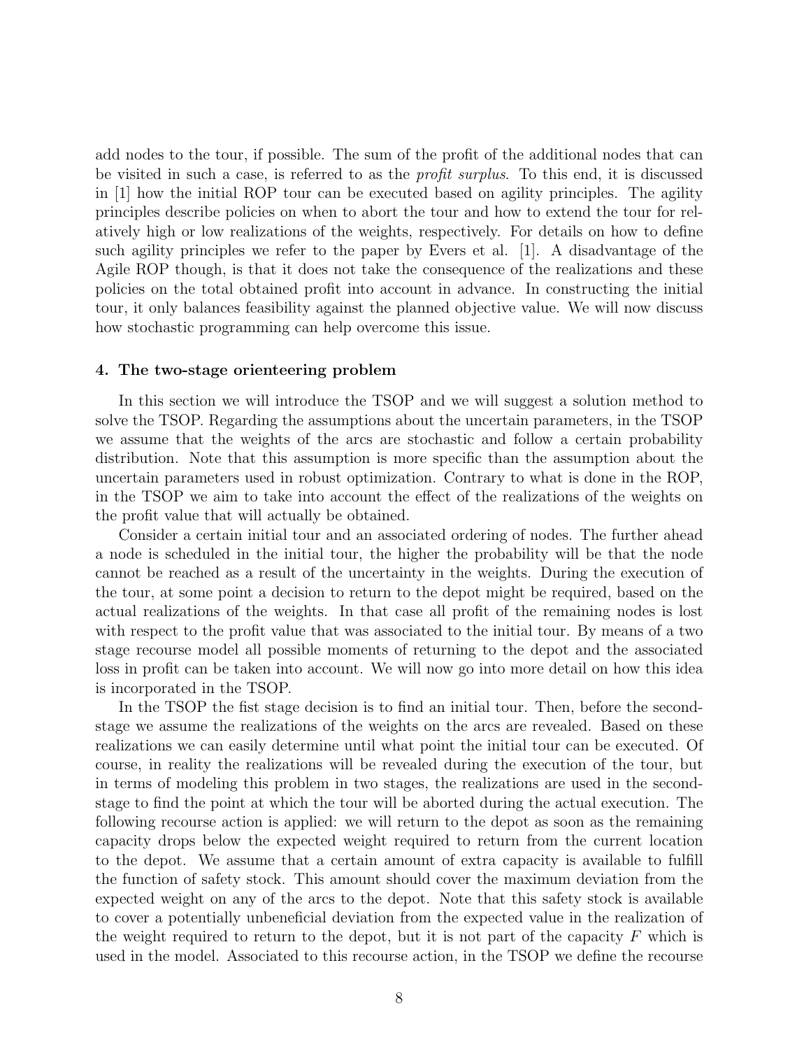add nodes to the tour, if possible. The sum of the profit of the additional nodes that can be visited in such a case, is referred to as the *profit surplus*. To this end, it is discussed in [1] how the initial ROP tour can be executed based on agility principles. The agility principles describe policies on when to abort the tour and how to extend the tour for relatively high or low realizations of the weights, respectively. For details on how to define such agility principles we refer to the paper by Evers et al. [1]. A disadvantage of the Agile ROP though, is that it does not take the consequence of the realizations and these policies on the total obtained profit into account in advance. In constructing the initial tour, it only balances feasibility against the planned objective value. We will now discuss how stochastic programming can help overcome this issue.

## 4. The two-stage orienteering problem

In this section we will introduce the TSOP and we will suggest a solution method to solve the TSOP. Regarding the assumptions about the uncertain parameters, in the TSOP we assume that the weights of the arcs are stochastic and follow a certain probability distribution. Note that this assumption is more specific than the assumption about the uncertain parameters used in robust optimization. Contrary to what is done in the ROP, in the TSOP we aim to take into account the effect of the realizations of the weights on the profit value that will actually be obtained.

Consider a certain initial tour and an associated ordering of nodes. The further ahead a node is scheduled in the initial tour, the higher the probability will be that the node cannot be reached as a result of the uncertainty in the weights. During the execution of the tour, at some point a decision to return to the depot might be required, based on the actual realizations of the weights. In that case all profit of the remaining nodes is lost with respect to the profit value that was associated to the initial tour. By means of a two stage recourse model all possible moments of returning to the depot and the associated loss in profit can be taken into account. We will now go into more detail on how this idea is incorporated in the TSOP.

In the TSOP the fist stage decision is to find an initial tour. Then, before the second-stage we assume the realizations of the weights on the arcs are revealed. Based on these realizations we can easily determine until what point the initial tour can be executed. Of course, in reality the realizations will be revealed during the execution of the tour, but in terms of modeling this problem in two stages, the realizations are used in the second-stage to find the point at which the tour will be aborted during the actual execution. The following recourse action is applied: we will return to the depot as soon as the remaining capacity drops below the expected weight required to return from the current location to the depot. We assume that a certain amount of extra capacity is available to fulfill the function of safety stock. This amount should cover the maximum deviation from the expected weight on any of the arcs to the depot. Note that this safety stock is available to cover a potentially unbeneficial deviation from the expected value in the realization of the weight required to return to the depot, but it is not part of the capacity $F$ which is used in the model. Associated to this recourse action, in the TSOP we define the recourse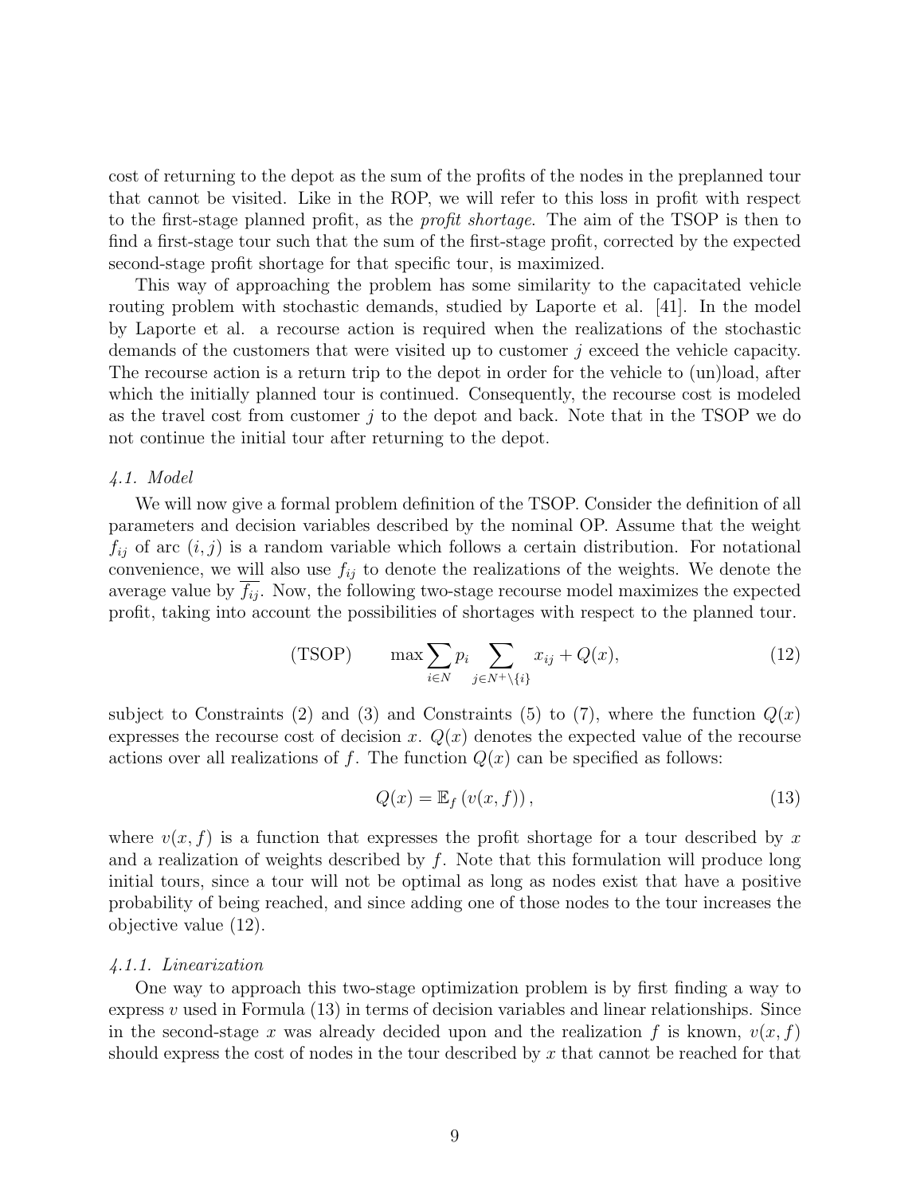cost of returning to the depot as the sum of the profits of the nodes in the preplanned tour that cannot be visited. Like in the ROP, we will refer to this loss in profit with respect to the first-stage planned profit, as the *profit shortage*. The aim of the TSOP is then to find a first-stage tour such that the sum of the first-stage profit, corrected by the expected second-stage profit shortage for that specific tour, is maximized.

This way of approaching the problem has some similarity to the capacitated vehicle routing problem with stochastic demands, studied by Laporte et al. [41]. In the model by Laporte et al. a recourse action is required when the realizations of the stochastic demands of the customers that were visited up to customer $j$ exceed the vehicle capacity. The recourse action is a return trip to the depot in order for the vehicle to (un)load, after which the initially planned tour is continued. Consequently, the recourse cost is modeled as the travel cost from customer $j$ to the depot and back. Note that in the TSOP we do not continue the initial tour after returning to the depot.

### *4.1. Model*

We will now give a formal problem definition of the TSOP. Consider the definition of all parameters and decision variables described by the nominal OP. Assume that the weight $f_{ij}$ of arc $(i, j)$ is a random variable which follows a certain distribution. For notational convenience, we will also use $f_{ij}$ to denote the realizations of the weights. We denote the average value by $\overline{f_{ij}}$. Now, the following two-stage recourse model maximizes the expected profit, taking into account the possibilities of shortages with respect to the planned tour.

$$\text{(TSOP)} \qquad \max \sum_{i \in N} p_i \sum_{j \in N^+ \setminus \{i\}} x_{ij} + Q(x), \tag{12}$$

subject to Constraints (2) and (3) and Constraints (5) to (7), where the function $Q(x)$ expresses the recourse cost of decision $x$. $Q(x)$ denotes the expected value of the recourse actions over all realizations of $f$. The function $Q(x)$ can be specified as follows:

$$Q(x) = \mathbb{E}_f \left( v(x, f) \right), \tag{13}$$

where $v(x, f)$ is a function that expresses the profit shortage for a tour described by $x$ and a realization of weights described by $f$. Note that this formulation will produce long initial tours, since a tour will not be optimal as long as nodes exist that have a positive probability of being reached, and since adding one of those nodes to the tour increases the objective value (12).

#### *4.1.1. Linearization*

One way to approach this two-stage optimization problem is by first finding a way to express $v$ used in Formula (13) in terms of decision variables and linear relationships. Since in the second-stage $x$ was already decided upon and the realization $f$ is known, $v(x, f)$ should express the cost of nodes in the tour described by $x$ that cannot be reached for that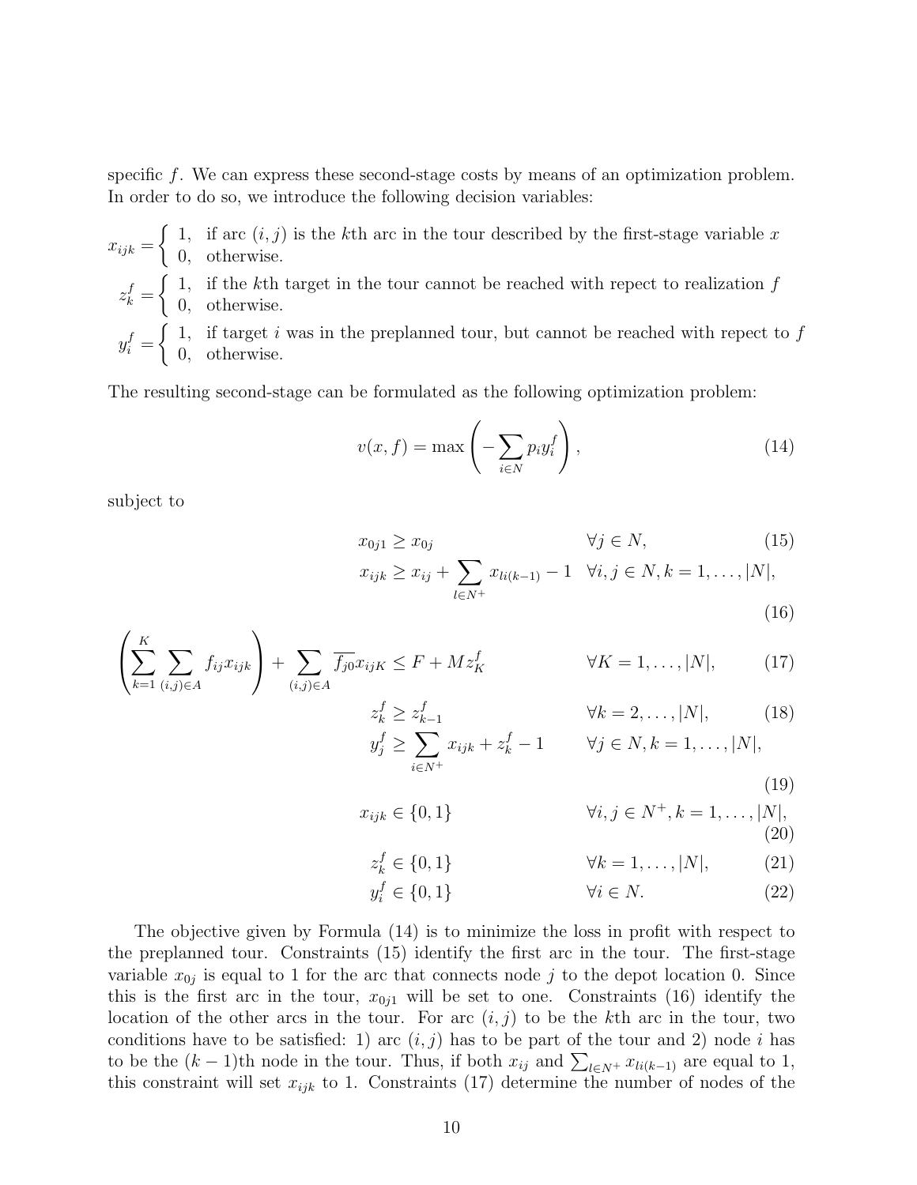specific $f$. We can express these second-stage costs by means of an optimization problem. In order to do so, we introduce the following decision variables:

$$x_{ijk} = \begin{cases} 1, & \text{if arc } (i,j) \text{ is the } k\text{th arc in the tour described by the first-stage variable } x \\ 0, & \text{otherwise.} \end{cases}$$

$$z_k^f = \begin{cases} 1, & \text{if the } k\text{th target in the tour cannot be reached with repect to realization } f \\ 0, & \text{otherwise.} \end{cases}$$

$$y_i^f = \begin{cases} 1, & \text{if target } i \text{ was in the preplanned tour, but cannot be reached with repect to } f \\ 0, & \text{otherwise.} \end{cases}$$

The resulting second-stage can be formulated as the following optimization problem:

$$v(x,f) = \max \left( - \sum_{i \in N} p_i y_i^f \right), \tag{14}$$

subject to

$$x_{0j1} \geq x_{0j} \qquad \forall j \in N, \tag{15}$$

$$x_{ijk} \geq x_{ij} + \sum_{l \in N^+} x_{li(k-1)} - 1 \quad \forall i,j \in N, k = 1, \ldots, |N|, \tag{16}$$

$$\left( \sum_{k=1}^{K} \sum_{(i,j) \in A} f_{ij} x_{ijk} \right) + \sum_{(i,j) \in A} \overline{f_{j0}} x_{ijK} \leq F + M z_K^f \qquad \forall K = 1, \ldots, |N|, \tag{17}$$

$$z_k^f \geq z_{k-1}^f \qquad \forall k = 2, \ldots, |N|, \tag{18}$$

$$y_j^f \geq \sum_{i \in N^+} x_{ijk} + z_k^f - 1 \qquad \forall j \in N, k = 1, \ldots, |N|, \tag{19}$$

$$x_{ijk} \in \{0,1\} \qquad \forall i,j \in N^+, k = 1, \ldots, |N|, \tag{20}$$

$$z_k^f \in \{0,1\} \qquad \forall k = 1, \ldots, |N|, \tag{21}$$

$$y_i^f \in \{0,1\} \qquad \forall i \in N. \tag{22}$$

The objective given by Formula (14) is to minimize the loss in profit with respect to the preplanned tour. Constraints (15) identify the first arc in the tour. The first-stage variable $x_{0j}$ is equal to 1 for the arc that connects node $j$ to the depot location 0. Since this is the first arc in the tour, $x_{0j1}$ will be set to one. Constraints (16) identify the location of the other arcs in the tour. For arc $(i,j)$ to be the $k$th arc in the tour, two conditions have to be satisfied: 1) arc $(i,j)$ has to be part of the tour and 2) node $i$ has to be the $(k-1)$th node in the tour. Thus, if both $x_{ij}$ and $\sum_{l \in N^+} x_{li(k-1)}$ are equal to 1, this constraint will set $x_{ijk}$ to 1. Constraints (17) determine the number of nodes of the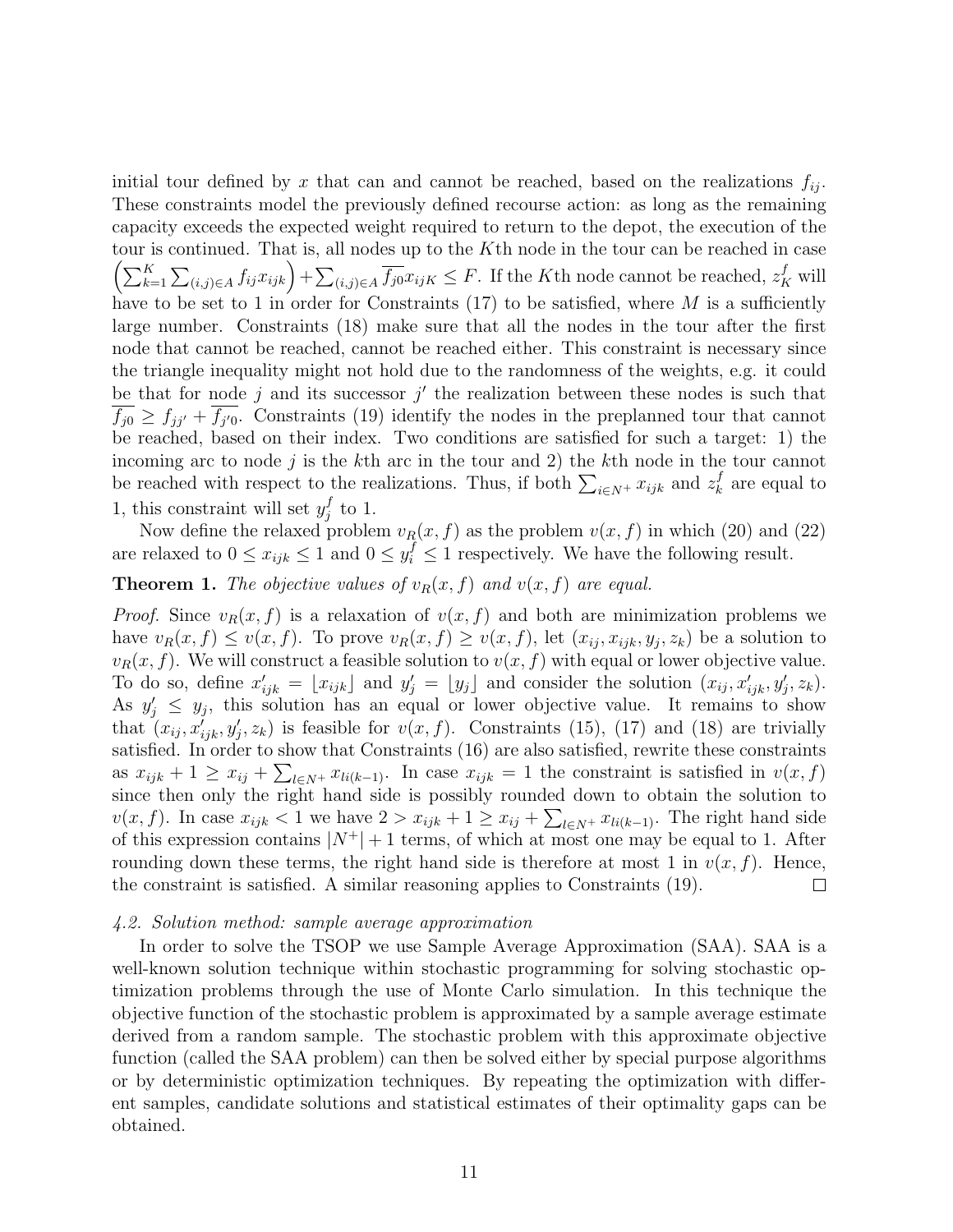initial tour defined by $x$ that can and cannot be reached, based on the realizations $f_{ij}$. These constraints model the previously defined recourse action: as long as the remaining capacity exceeds the expected weight required to return to the depot, the execution of the tour is continued. That is, all nodes up to the $K$th node in the tour can be reached in case $\left(\sum_{k=1}^{K}\sum_{(i,j)\in A} f_{ij}x_{ijk}\right)+\sum_{(i,j)\in A}\overline{f_{j0}}x_{ijK} \leq F$. If the $K$th node cannot be reached, $z_K^f$ will have to be set to 1 in order for Constraints (17) to be satisfied, where $M$ is a sufficiently large number. Constraints (18) make sure that all the nodes in the tour after the first node that cannot be reached, cannot be reached either. This constraint is necessary since the triangle inequality might not hold due to the randomness of the weights, e.g. it could be that for node $j$ and its successor $j'$ the realization between these nodes is such that $\overline{f_{j0}} \geq f_{jj'} + \overline{f_{j'0}}$. Constraints (19) identify the nodes in the preplanned tour that cannot be reached, based on their index. Two conditions are satisfied for such a target: 1) the incoming arc to node $j$ is the $k$th arc in the tour and 2) the $k$th node in the tour cannot be reached with respect to the realizations. Thus, if both $\sum_{i\in N^+} x_{ijk}$ and $z_k^f$ are equal to 1, this constraint will set $y_j^f$ to 1.

Now define the relaxed problem $v_R(x,f)$ as the problem $v(x,f)$ in which (20) and (22) are relaxed to $0 \leq x_{ijk} \leq 1$ and $0 \leq y_i^f \leq 1$ respectively. We have the following result.

**Theorem 1.** *The objective values of $v_R(x,f)$ and $v(x,f)$ are equal.*

*Proof.* Since $v_R(x,f)$ is a relaxation of $v(x,f)$ and both are minimization problems we have $v_R(x,f) \leq v(x,f)$. To prove $v_R(x,f) \geq v(x,f)$, let $(x_{ij}, x_{ijk}, y_j, z_k)$ be a solution to $v_R(x,f)$. We will construct a feasible solution to $v(x,f)$ with equal or lower objective value. To do so, define $x'_{ijk} = \lfloor x_{ijk} \rfloor$ and $y'_j = \lfloor y_j \rfloor$ and consider the solution $(x_{ij}, x'_{ijk}, y'_j, z_k)$. As $y'_j \leq y_j$, this solution has an equal or lower objective value. It remains to show that $(x_{ij}, x'_{ijk}, y'_j, z_k)$ is feasible for $v(x,f)$. Constraints (15), (17) and (18) are trivially satisfied. In order to show that Constraints (16) are also satisfied, rewrite these constraints as $x_{ijk} + 1 \geq x_{ij} + \sum_{l\in N^+} x_{li(k-1)}$. In case $x_{ijk} = 1$ the constraint is satisfied in $v(x,f)$ since then only the right hand side is possibly rounded down to obtain the solution to $v(x,f)$. In case $x_{ijk} < 1$ we have $2 > x_{ijk} + 1 \geq x_{ij} + \sum_{l\in N^+} x_{li(k-1)}$. The right hand side of this expression contains $|N^+| + 1$ terms, of which at most one may be equal to 1. After rounding down these terms, the right hand side is therefore at most 1 in $v(x,f)$. Hence, the constraint is satisfied. A similar reasoning applies to Constraints (19). $\square$

### *4.2. Solution method: sample average approximation*

In order to solve the TSOP we use Sample Average Approximation (SAA). SAA is a well-known solution technique within stochastic programming for solving stochastic optimization problems through the use of Monte Carlo simulation. In this technique the objective function of the stochastic problem is approximated by a sample average estimate derived from a random sample. The stochastic problem with this approximate objective function (called the SAA problem) can then be solved either by special purpose algorithms or by deterministic optimization techniques. By repeating the optimization with different samples, candidate solutions and statistical estimates of their optimality gaps can be obtained.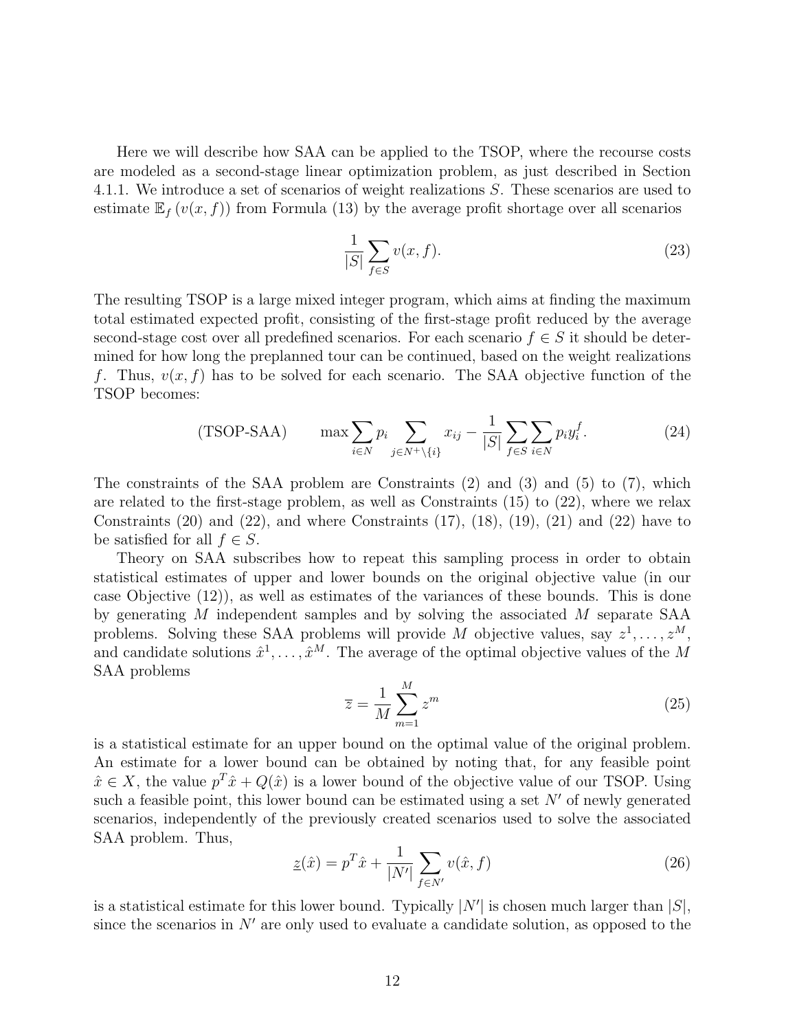Here we will describe how SAA can be applied to the TSOP, where the recourse costs are modeled as a second-stage linear optimization problem, as just described in Section 4.1.1. We introduce a set of scenarios of weight realizations $S$. These scenarios are used to estimate $\mathbb{E}_f\left(v(x,f)\right)$ from Formula (13) by the average profit shortage over all scenarios

$$\frac{1}{|S|}\sum_{f\in S} v(x,f). \tag{23}$$

The resulting TSOP is a large mixed integer program, which aims at finding the maximum total estimated expected profit, consisting of the first-stage profit reduced by the average second-stage cost over all predefined scenarios. For each scenario $f \in S$ it should be determined for how long the preplanned tour can be continued, based on the weight realizations $f$. Thus, $v(x,f)$ has to be solved for each scenario. The SAA objective function of the TSOP becomes:

$$\text{(TSOP-SAA)} \qquad \max \sum_{i\in N} p_i \sum_{j\in N^+\setminus\{i\}} x_{ij} - \frac{1}{|S|}\sum_{f\in S}\sum_{i\in N} p_i y_i^f. \tag{24}$$

The constraints of the SAA problem are Constraints (2) and (3) and (5) to (7), which are related to the first-stage problem, as well as Constraints (15) to (22), where we relax Constraints (20) and (22), and where Constraints (17), (18), (19), (21) and (22) have to be satisfied for all $f \in S$.

Theory on SAA subscribes how to repeat this sampling process in order to obtain statistical estimates of upper and lower bounds on the original objective value (in our case Objective (12)), as well as estimates of the variances of these bounds. This is done by generating $M$ independent samples and by solving the associated $M$ separate SAA problems. Solving these SAA problems will provide $M$ objective values, say $z^1, \ldots, z^M$, and candidate solutions $\hat{x}^1, \ldots, \hat{x}^M$. The average of the optimal objective values of the $M$ SAA problems

$$\overline{z} = \frac{1}{M}\sum_{m=1}^{M} z^m \tag{25}$$

is a statistical estimate for an upper bound on the optimal value of the original problem. An estimate for a lower bound can be obtained by noting that, for any feasible point $\hat{x} \in X$, the value $p^T\hat{x} + Q(\hat{x})$ is a lower bound of the objective value of our TSOP. Using such a feasible point, this lower bound can be estimated using a set $N'$ of newly generated scenarios, independently of the previously created scenarios used to solve the associated SAA problem. Thus,

$$\underline{z}(\hat{x}) = p^T\hat{x} + \frac{1}{|N'|}\sum_{f\in N'} v(\hat{x},f) \tag{26}$$

is a statistical estimate for this lower bound. Typically $|N'|$ is chosen much larger than $|S|$, since the scenarios in $N'$ are only used to evaluate a candidate solution, as opposed to the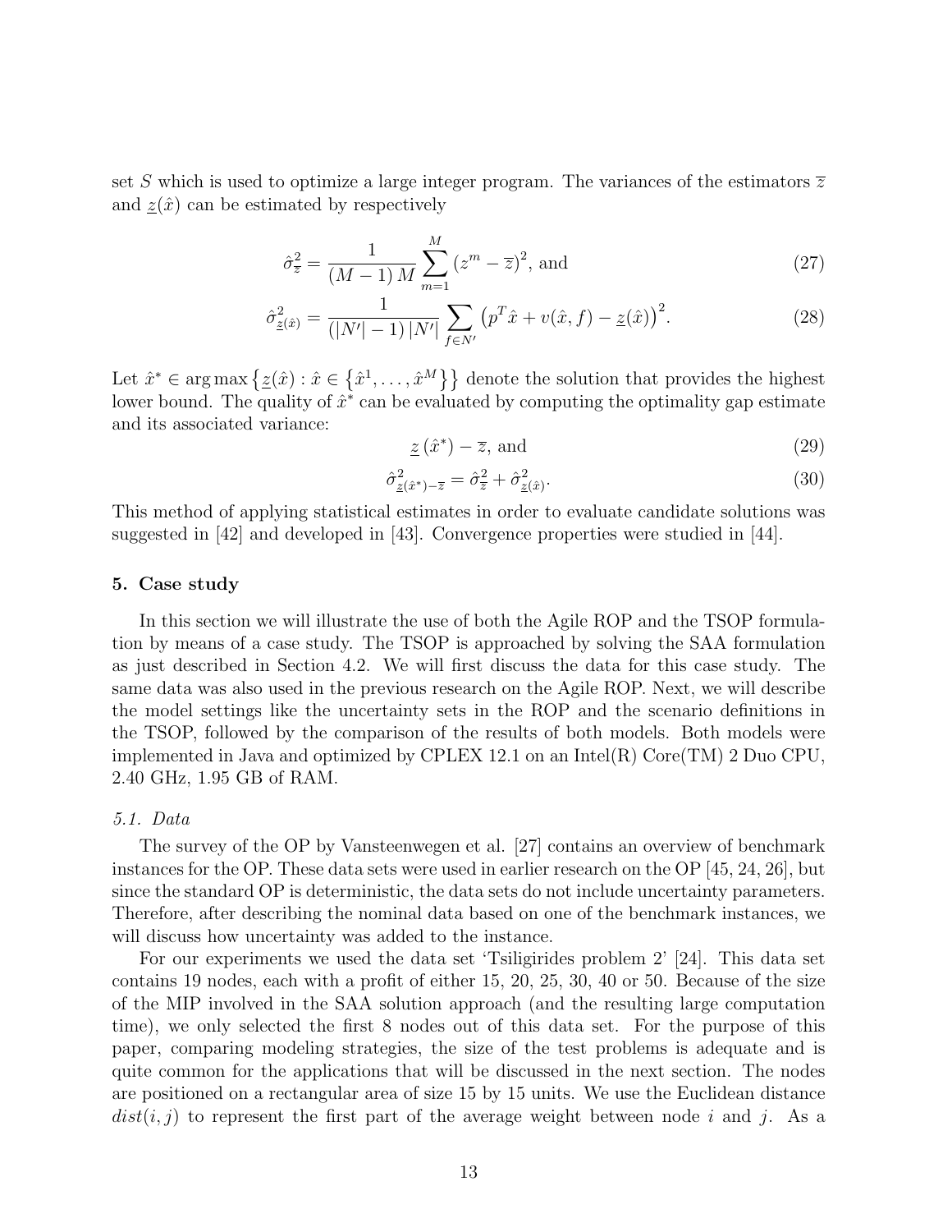set $S$ which is used to optimize a large integer program. The variances of the estimators $\overline{z}$ and $\underline{z}(\hat{x})$ can be estimated by respectively

$$\hat{\sigma}^2_{\overline{z}} = \frac{1}{(M-1)\,M} \sum_{m=1}^{M} (z^m - \overline{z})^2, \text{ and} \tag{27}$$

$$\hat{\sigma}^2_{\underline{z}(\hat{x})} = \frac{1}{(|N'|-1)\,|N'|} \sum_{f \in N'} \left(p^T \hat{x} + v(\hat{x}, f) - \underline{z}(\hat{x})\right)^2. \tag{28}$$

Let $\hat{x}^* \in \arg\max \left\{ \underline{z}(\hat{x}) : \hat{x} \in \left\{ \hat{x}^1, \ldots, \hat{x}^M \right\} \right\}$ denote the solution that provides the highest lower bound. The quality of $\hat{x}^*$ can be evaluated by computing the optimality gap estimate and its associated variance:

$$\underline{z}\left(\hat{x}^*\right) - \overline{z}, \text{ and} \tag{29}$$

$$\hat{\sigma}^2_{\underline{z}(\hat{x}^*) - \overline{z}} = \hat{\sigma}^2_{\overline{z}} + \hat{\sigma}^2_{\underline{z}(\hat{x})}. \tag{30}$$

This method of applying statistical estimates in order to evaluate candidate solutions was suggested in [42] and developed in [43]. Convergence properties were studied in [44].

## 5. Case study

In this section we will illustrate the use of both the Agile ROP and the TSOP formulation by means of a case study. The TSOP is approached by solving the SAA formulation as just described in Section 4.2. We will first discuss the data for this case study. The same data was also used in the previous research on the Agile ROP. Next, we will describe the model settings like the uncertainty sets in the ROP and the scenario definitions in the TSOP, followed by the comparison of the results of both models. Both models were implemented in Java and optimized by CPLEX 12.1 on an Intel(R) Core(TM) 2 Duo CPU, 2.40 GHz, 1.95 GB of RAM.

### *5.1. Data*

The survey of the OP by Vansteenwegen et al. [27] contains an overview of benchmark instances for the OP. These data sets were used in earlier research on the OP [45, 24, 26], but since the standard OP is deterministic, the data sets do not include uncertainty parameters. Therefore, after describing the nominal data based on one of the benchmark instances, we will discuss how uncertainty was added to the instance.

For our experiments we used the data set 'Tsiligirides problem 2' [24]. This data set contains 19 nodes, each with a profit of either 15, 20, 25, 30, 40 or 50. Because of the size of the MIP involved in the SAA solution approach (and the resulting large computation time), we only selected the first 8 nodes out of this data set. For the purpose of this paper, comparing modeling strategies, the size of the test problems is adequate and is quite common for the applications that will be discussed in the next section. The nodes are positioned on a rectangular area of size 15 by 15 units. We use the Euclidean distance $dist(i, j)$ to represent the first part of the average weight between node $i$ and $j$. As a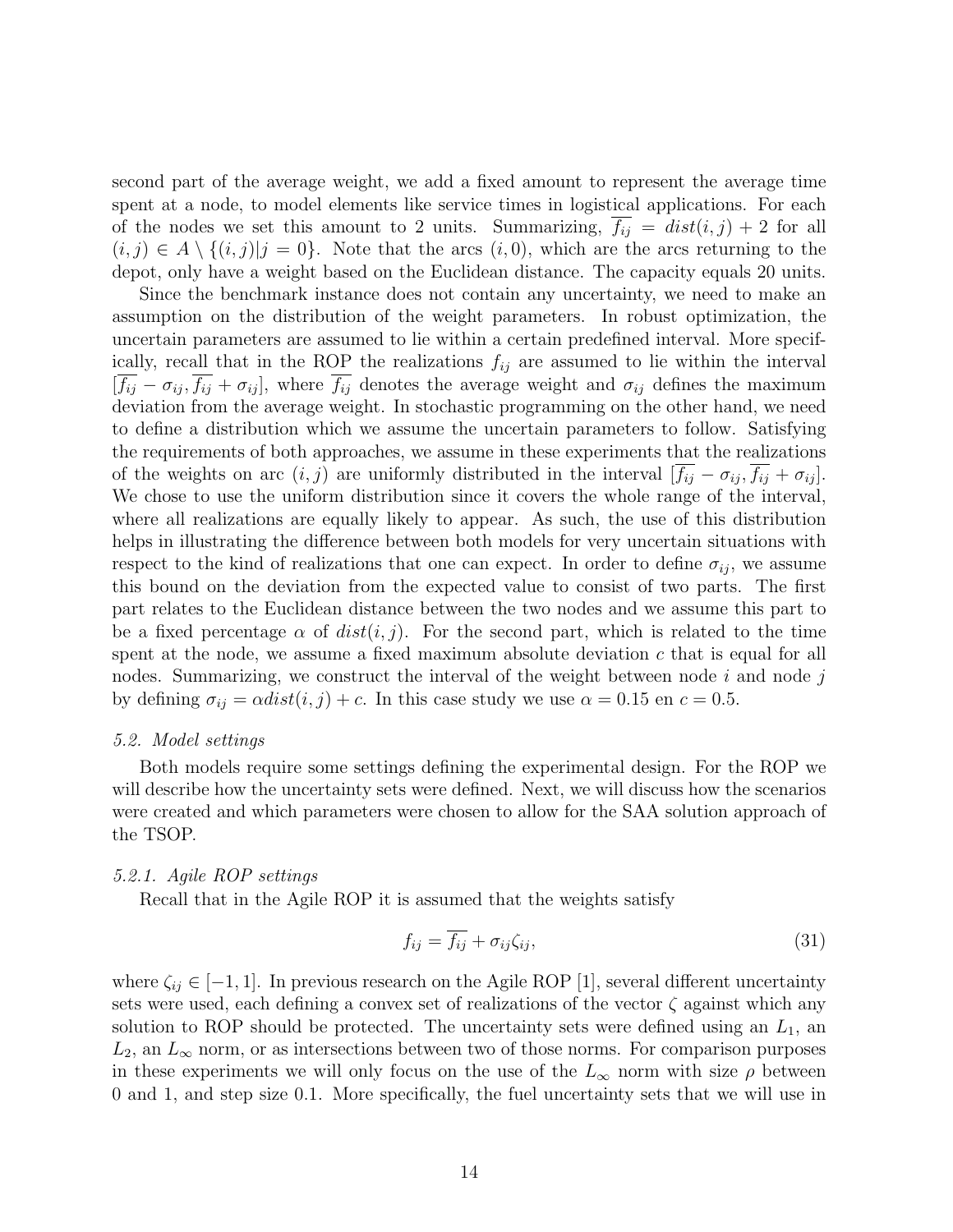second part of the average weight, we add a fixed amount to represent the average time spent at a node, to model elements like service times in logistical applications. For each of the nodes we set this amount to 2 units. Summarizing, $\overline{f_{ij}} = dist(i,j) + 2$ for all $(i,j) \in A \setminus \{(i,j)|j = 0\}$. Note that the arcs $(i,0)$, which are the arcs returning to the depot, only have a weight based on the Euclidean distance. The capacity equals 20 units.

Since the benchmark instance does not contain any uncertainty, we need to make an assumption on the distribution of the weight parameters. In robust optimization, the uncertain parameters are assumed to lie within a certain predefined interval. More specifically, recall that in the ROP the realizations $f_{ij}$ are assumed to lie within the interval $[\overline{f_{ij}} - \sigma_{ij}, \overline{f_{ij}} + \sigma_{ij}]$, where $\overline{f_{ij}}$ denotes the average weight and $\sigma_{ij}$ defines the maximum deviation from the average weight. In stochastic programming on the other hand, we need to define a distribution which we assume the uncertain parameters to follow. Satisfying the requirements of both approaches, we assume in these experiments that the realizations of the weights on arc $(i,j)$ are uniformly distributed in the interval $[\overline{f_{ij}} - \sigma_{ij}, \overline{f_{ij}} + \sigma_{ij}]$. We chose to use the uniform distribution since it covers the whole range of the interval, where all realizations are equally likely to appear. As such, the use of this distribution helps in illustrating the difference between both models for very uncertain situations with respect to the kind of realizations that one can expect. In order to define $\sigma_{ij}$, we assume this bound on the deviation from the expected value to consist of two parts. The first part relates to the Euclidean distance between the two nodes and we assume this part to be a fixed percentage $\alpha$ of $dist(i,j)$. For the second part, which is related to the time spent at the node, we assume a fixed maximum absolute deviation $c$ that is equal for all nodes. Summarizing, we construct the interval of the weight between node $i$ and node $j$ by defining $\sigma_{ij} = \alpha dist(i,j) + c$. In this case study we use $\alpha = 0.15$ en $c = 0.5$.

### *5.2. Model settings*

Both models require some settings defining the experimental design. For the ROP we will describe how the uncertainty sets were defined. Next, we will discuss how the scenarios were created and which parameters were chosen to allow for the SAA solution approach of the TSOP.

#### *5.2.1. Agile ROP settings*

Recall that in the Agile ROP it is assumed that the weights satisfy

$$f_{ij} = \overline{f_{ij}} + \sigma_{ij}\zeta_{ij}, \tag{31}$$

where $\zeta_{ij} \in [-1, 1]$. In previous research on the Agile ROP [1], several different uncertainty sets were used, each defining a convex set of realizations of the vector $\zeta$ against which any solution to ROP should be protected. The uncertainty sets were defined using an $L_1$, an $L_2$, an $L_\infty$ norm, or as intersections between two of those norms. For comparison purposes in these experiments we will only focus on the use of the $L_\infty$ norm with size $\rho$ between 0 and 1, and step size 0.1. More specifically, the fuel uncertainty sets that we will use in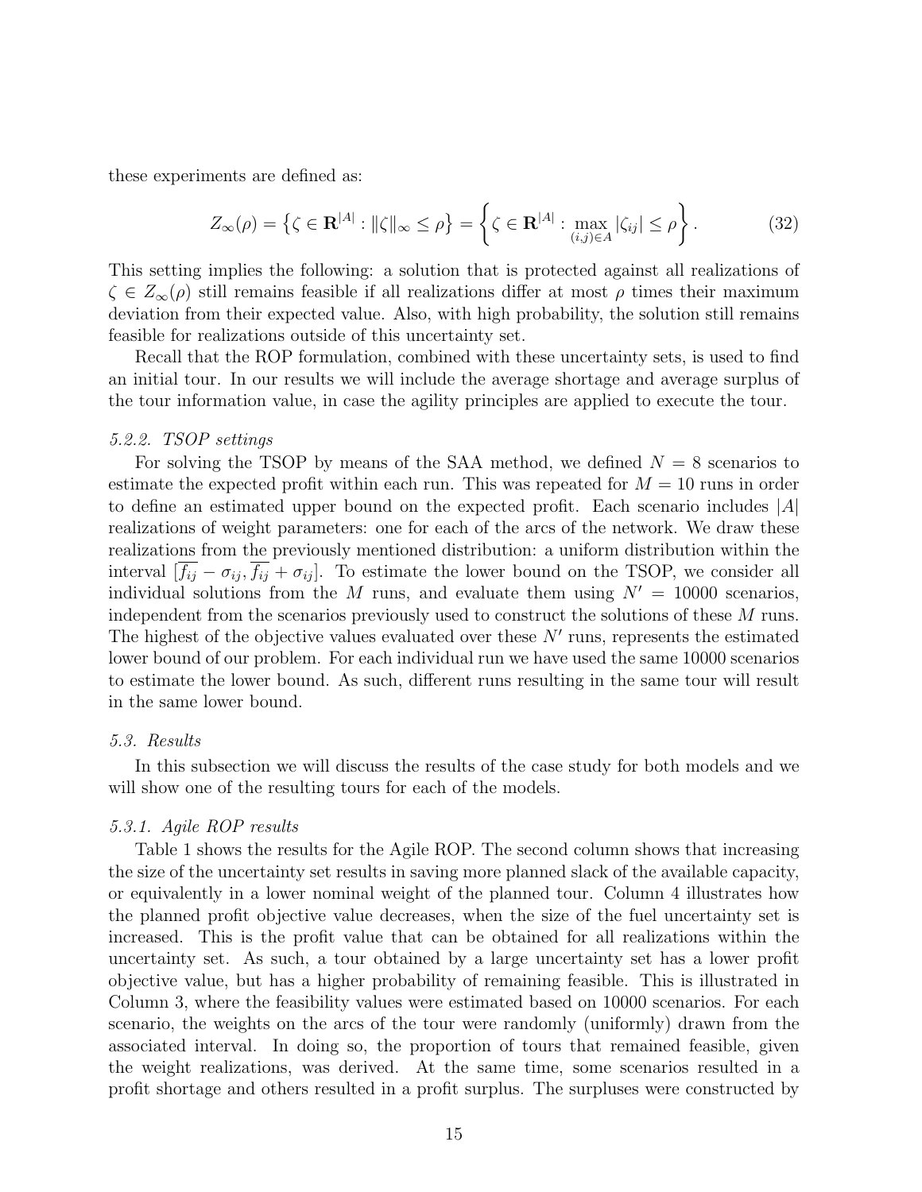these experiments are defined as:

$$Z_\infty(\rho) = \left\{\zeta \in \mathbf{R}^{|A|} : \|\zeta\|_\infty \leq \rho\right\} = \left\{\zeta \in \mathbf{R}^{|A|} : \max_{(i,j)\in A} |\zeta_{ij}| \leq \rho\right\}. \tag{32}$$

This setting implies the following: a solution that is protected against all realizations of $\zeta \in Z_\infty(\rho)$ still remains feasible if all realizations differ at most $\rho$ times their maximum deviation from their expected value. Also, with high probability, the solution still remains feasible for realizations outside of this uncertainty set.

Recall that the ROP formulation, combined with these uncertainty sets, is used to find an initial tour. In our results we will include the average shortage and average surplus of the tour information value, in case the agility principles are applied to execute the tour.

*5.2.2. TSOP settings*

For solving the TSOP by means of the SAA method, we defined $N = 8$ scenarios to estimate the expected profit within each run. This was repeated for $M = 10$ runs in order to define an estimated upper bound on the expected profit. Each scenario includes $|A|$ realizations of weight parameters: one for each of the arcs of the network. We draw these realizations from the previously mentioned distribution: a uniform distribution within the interval $[\overline{f_{ij}} - \sigma_{ij}, \overline{f_{ij}} + \sigma_{ij}]$. To estimate the lower bound on the TSOP, we consider all individual solutions from the $M$ runs, and evaluate them using $N' = 10000$ scenarios, independent from the scenarios previously used to construct the solutions of these $M$ runs. The highest of the objective values evaluated over these $N'$ runs, represents the estimated lower bound of our problem. For each individual run we have used the same 10000 scenarios to estimate the lower bound. As such, different runs resulting in the same tour will result in the same lower bound.

*5.3. Results*

In this subsection we will discuss the results of the case study for both models and we will show one of the resulting tours for each of the models.

*5.3.1. Agile ROP results*

Table 1 shows the results for the Agile ROP. The second column shows that increasing the size of the uncertainty set results in saving more planned slack of the available capacity, or equivalently in a lower nominal weight of the planned tour. Column 4 illustrates how the planned profit objective value decreases, when the size of the fuel uncertainty set is increased. This is the profit value that can be obtained for all realizations within the uncertainty set. As such, a tour obtained by a large uncertainty set has a lower profit objective value, but has a higher probability of remaining feasible. This is illustrated in Column 3, where the feasibility values were estimated based on 10000 scenarios. For each scenario, the weights on the arcs of the tour were randomly (uniformly) drawn from the associated interval. In doing so, the proportion of tours that remained feasible, given the weight realizations, was derived. At the same time, some scenarios resulted in a profit shortage and others resulted in a profit surplus. The surpluses were constructed by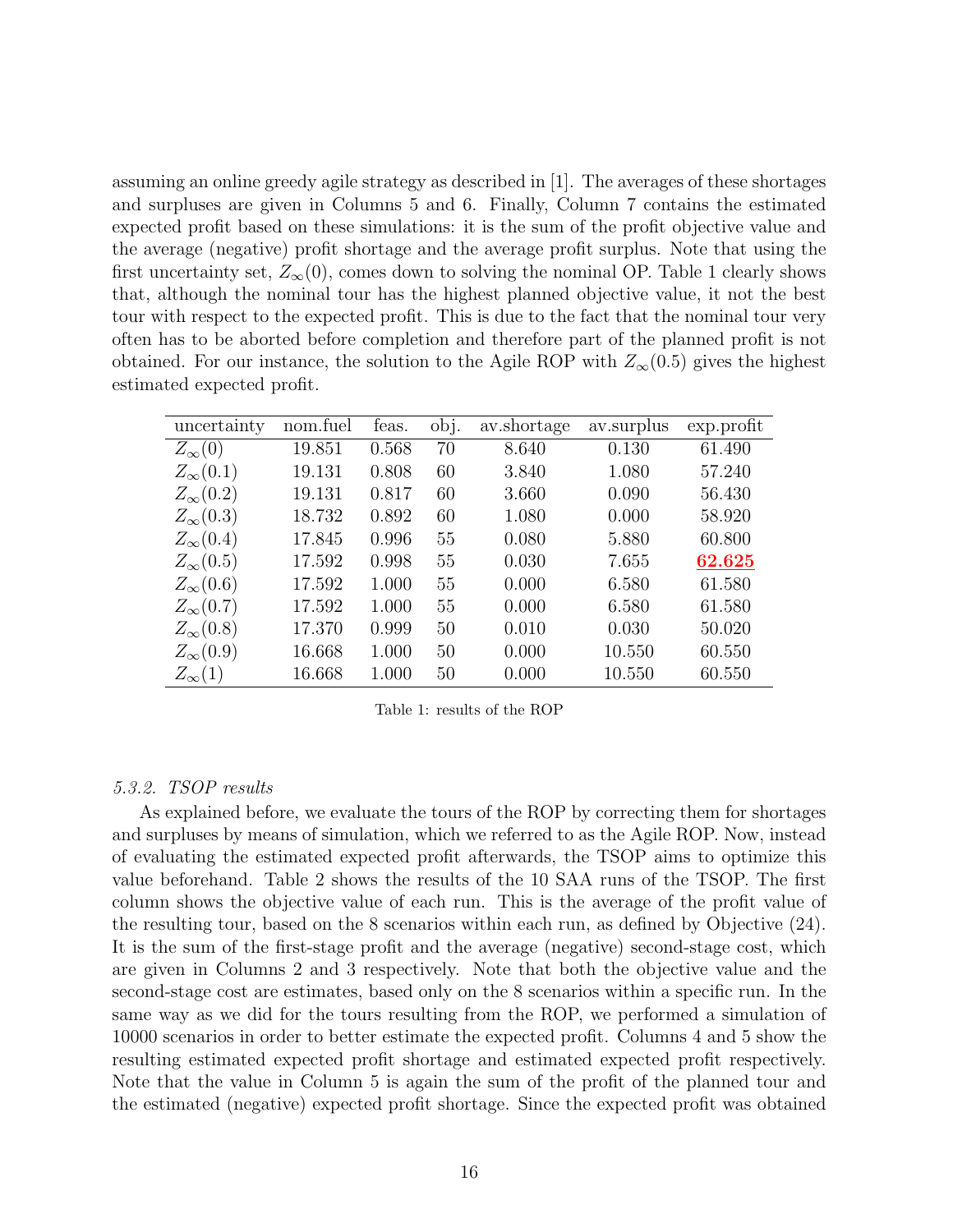assuming an online greedy agile strategy as described in [1]. The averages of these shortages and surpluses are given in Columns 5 and 6. Finally, Column 7 contains the estimated expected profit based on these simulations: it is the sum of the profit objective value and the average (negative) profit shortage and the average profit surplus. Note that using the first uncertainty set, $Z_\infty(0)$, comes down to solving the nominal OP. Table 1 clearly shows that, although the nominal tour has the highest planned objective value, it not the best tour with respect to the expected profit. This is due to the fact that the nominal tour very often has to be aborted before completion and therefore part of the planned profit is not obtained. For our instance, the solution to the Agile ROP with $Z_\infty(0.5)$ gives the highest estimated expected profit.

| uncertainty | nom.fuel | feas. | obj. | av.shortage | av.surplus | exp.profit |
|---|---|---|---|---|---|---|
| $Z_\infty(0)$ | 19.851 | 0.568 | 70 | 8.640 | 0.130 | 61.490 |
| $Z_\infty(0.1)$ | 19.131 | 0.808 | 60 | 3.840 | 1.080 | 57.240 |
| $Z_\infty(0.2)$ | 19.131 | 0.817 | 60 | 3.660 | 0.090 | 56.430 |
| $Z_\infty(0.3)$ | 18.732 | 0.892 | 60 | 1.080 | 0.000 | 58.920 |
| $Z_\infty(0.4)$ | 17.845 | 0.996 | 55 | 0.080 | 5.880 | 60.800 |
| $Z_\infty(0.5)$ | 17.592 | 0.998 | 55 | 0.030 | 7.655 | **62.625** |
| $Z_\infty(0.6)$ | 17.592 | 1.000 | 55 | 0.000 | 6.580 | 61.580 |
| $Z_\infty(0.7)$ | 17.592 | 1.000 | 55 | 0.000 | 6.580 | 61.580 |
| $Z_\infty(0.8)$ | 17.370 | 0.999 | 50 | 0.010 | 0.030 | 50.020 |
| $Z_\infty(0.9)$ | 16.668 | 1.000 | 50 | 0.000 | 10.550 | 60.550 |
| $Z_\infty(1)$ | 16.668 | 1.000 | 50 | 0.000 | 10.550 | 60.550 |

Table 1: results of the ROP

#### *5.3.2. TSOP results*

As explained before, we evaluate the tours of the ROP by correcting them for shortages and surpluses by means of simulation, which we referred to as the Agile ROP. Now, instead of evaluating the estimated expected profit afterwards, the TSOP aims to optimize this value beforehand. Table 2 shows the results of the 10 SAA runs of the TSOP. The first column shows the objective value of each run. This is the average of the profit value of the resulting tour, based on the 8 scenarios within each run, as defined by Objective (24). It is the sum of the first-stage profit and the average (negative) second-stage cost, which are given in Columns 2 and 3 respectively. Note that both the objective value and the second-stage cost are estimates, based only on the 8 scenarios within a specific run. In the same way as we did for the tours resulting from the ROP, we performed a simulation of 10000 scenarios in order to better estimate the expected profit. Columns 4 and 5 show the resulting estimated expected profit shortage and estimated expected profit respectively. Note that the value in Column 5 is again the sum of the profit of the planned tour and the estimated (negative) expected profit shortage. Since the expected profit was obtained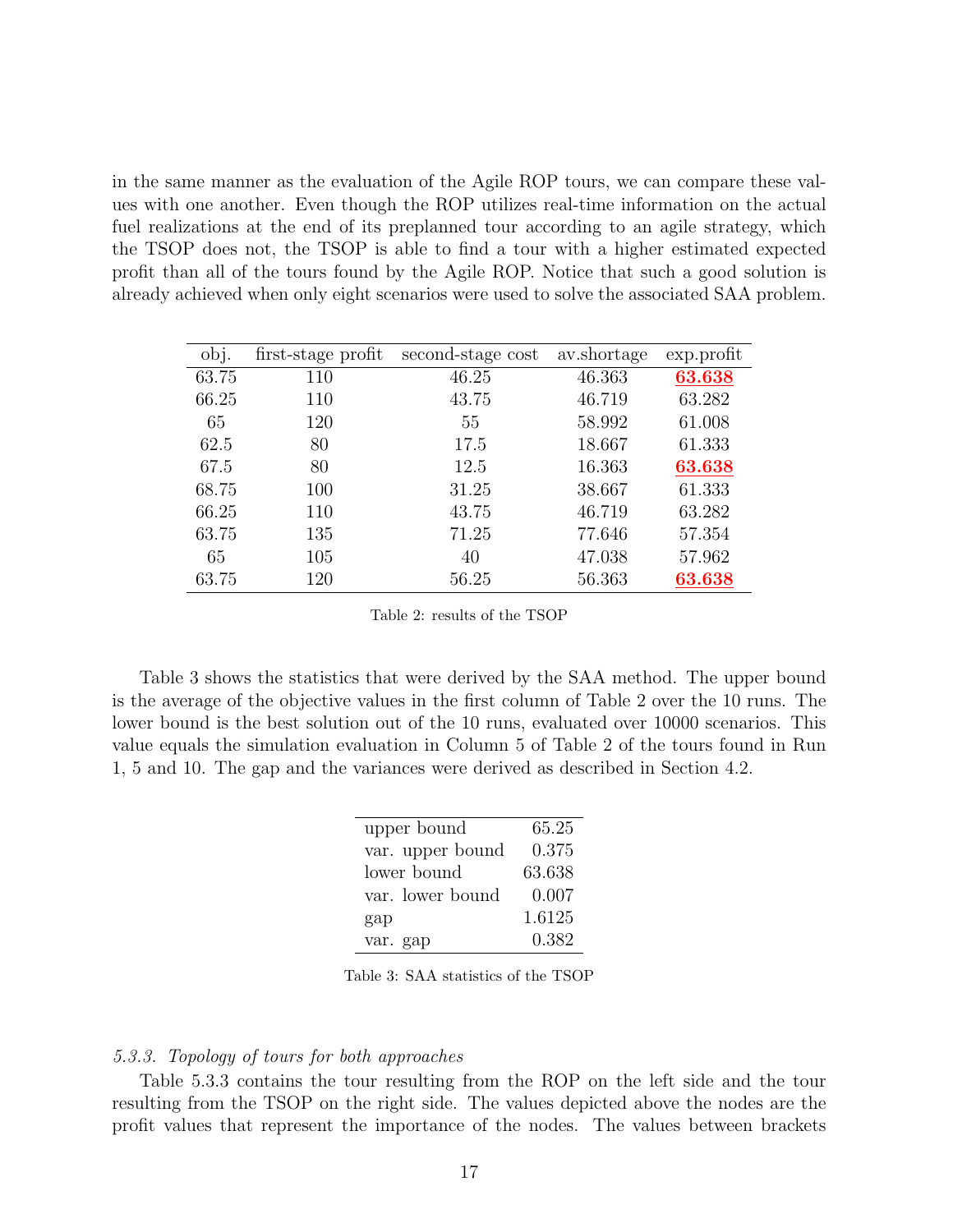in the same manner as the evaluation of the Agile ROP tours, we can compare these values with one another. Even though the ROP utilizes real-time information on the actual fuel realizations at the end of its preplanned tour according to an agile strategy, which the TSOP does not, the TSOP is able to find a tour with a higher estimated expected profit than all of the tours found by the Agile ROP. Notice that such a good solution is already achieved when only eight scenarios were used to solve the associated SAA problem.

| obj. | first-stage profit | second-stage cost | av.shortage | exp.profit |
|---|---|---|---|---|
| 63.75 | 110 | 46.25 | 46.363 | **63.638** |
| 66.25 | 110 | 43.75 | 46.719 | 63.282 |
| 65 | 120 | 55 | 58.992 | 61.008 |
| 62.5 | 80 | 17.5 | 18.667 | 61.333 |
| 67.5 | 80 | 12.5 | 16.363 | **63.638** |
| 68.75 | 100 | 31.25 | 38.667 | 61.333 |
| 66.25 | 110 | 43.75 | 46.719 | 63.282 |
| 63.75 | 135 | 71.25 | 77.646 | 57.354 |
| 65 | 105 | 40 | 47.038 | 57.962 |
| 63.75 | 120 | 56.25 | 56.363 | **63.638** |

Table 2: results of the TSOP

Table 3 shows the statistics that were derived by the SAA method. The upper bound is the average of the objective values in the first column of Table 2 over the 10 runs. The lower bound is the best solution out of the 10 runs, evaluated over 10000 scenarios. This value equals the simulation evaluation in Column 5 of Table 2 of the tours found in Run 1, 5 and 10. The gap and the variances were derived as described in Section 4.2.

| | |
|---|---|
| upper bound | 65.25 |
| var. upper bound | 0.375 |
| lower bound | 63.638 |
| var. lower bound | 0.007 |
| gap | 1.6125 |
| var. gap | 0.382 |

Table 3: SAA statistics of the TSOP

### *5.3.3. Topology of tours for both approaches*

Table 5.3.3 contains the tour resulting from the ROP on the left side and the tour resulting from the TSOP on the right side. The values depicted above the nodes are the profit values that represent the importance of the nodes. The values between brackets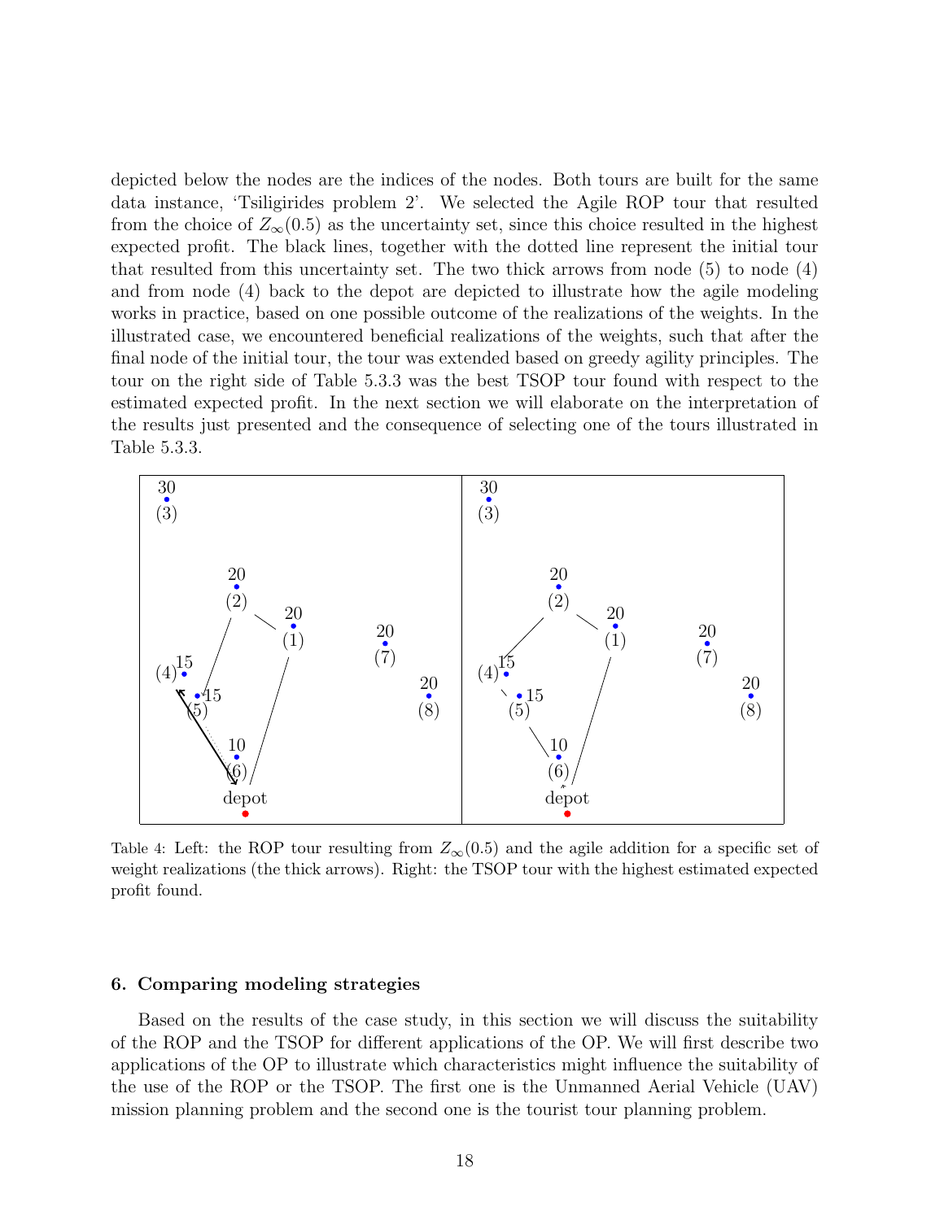depicted below the nodes are the indices of the nodes. Both tours are built for the same data instance, 'Tsiligirides problem 2'. We selected the Agile ROP tour that resulted from the choice of $Z_\infty(0.5)$ as the uncertainty set, since this choice resulted in the highest expected profit. The black lines, together with the dotted line represent the initial tour that resulted from this uncertainty set. The two thick arrows from node (5) to node (4) and from node (4) back to the depot are depicted to illustrate how the agile modeling works in practice, based on one possible outcome of the realizations of the weights. In the illustrated case, we encountered beneficial realizations of the weights, such that after the final node of the initial tour, the tour was extended based on greedy agility principles. The tour on the right side of Table 5.3.3 was the best TSOP tour found with respect to the estimated expected profit. In the next section we will elaborate on the interpretation of the results just presented and the consequence of selecting one of the tours illustrated in Table 5.3.3.

Table 4: Left: the ROP tour resulting from $Z_\infty(0.5)$ and the agile addition for a specific set of weight realizations (the thick arrows). Right: the TSOP tour with the highest estimated expected profit found.

## 6. Comparing modeling strategies

Based on the results of the case study, in this section we will discuss the suitability of the ROP and the TSOP for different applications of the OP. We will first describe two applications of the OP to illustrate which characteristics might influence the suitability of the use of the ROP or the TSOP. The first one is the Unmanned Aerial Vehicle (UAV) mission planning problem and the second one is the tourist tour planning problem.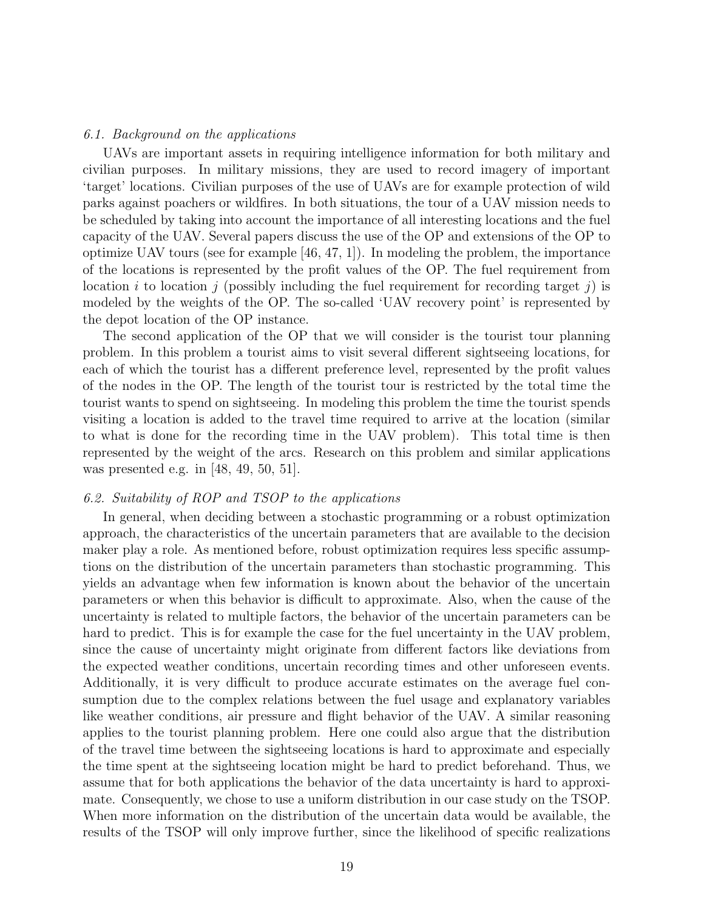### *6.1. Background on the applications*

UAVs are important assets in requiring intelligence information for both military and civilian purposes. In military missions, they are used to record imagery of important 'target' locations. Civilian purposes of the use of UAVs are for example protection of wild parks against poachers or wildfires. In both situations, the tour of a UAV mission needs to be scheduled by taking into account the importance of all interesting locations and the fuel capacity of the UAV. Several papers discuss the use of the OP and extensions of the OP to optimize UAV tours (see for example [46, 47, 1]). In modeling the problem, the importance of the locations is represented by the profit values of the OP. The fuel requirement from location $i$ to location $j$ (possibly including the fuel requirement for recording target $j$) is modeled by the weights of the OP. The so-called 'UAV recovery point' is represented by the depot location of the OP instance.

The second application of the OP that we will consider is the tourist tour planning problem. In this problem a tourist aims to visit several different sightseeing locations, for each of which the tourist has a different preference level, represented by the profit values of the nodes in the OP. The length of the tourist tour is restricted by the total time the tourist wants to spend on sightseeing. In modeling this problem the time the tourist spends visiting a location is added to the travel time required to arrive at the location (similar to what is done for the recording time in the UAV problem). This total time is then represented by the weight of the arcs. Research on this problem and similar applications was presented e.g. in [48, 49, 50, 51].

### *6.2. Suitability of ROP and TSOP to the applications*

In general, when deciding between a stochastic programming or a robust optimization approach, the characteristics of the uncertain parameters that are available to the decision maker play a role. As mentioned before, robust optimization requires less specific assumptions on the distribution of the uncertain parameters than stochastic programming. This yields an advantage when few information is known about the behavior of the uncertain parameters or when this behavior is difficult to approximate. Also, when the cause of the uncertainty is related to multiple factors, the behavior of the uncertain parameters can be hard to predict. This is for example the case for the fuel uncertainty in the UAV problem, since the cause of uncertainty might originate from different factors like deviations from the expected weather conditions, uncertain recording times and other unforeseen events. Additionally, it is very difficult to produce accurate estimates on the average fuel consumption due to the complex relations between the fuel usage and explanatory variables like weather conditions, air pressure and flight behavior of the UAV. A similar reasoning applies to the tourist planning problem. Here one could also argue that the distribution of the travel time between the sightseeing locations is hard to approximate and especially the time spent at the sightseeing location might be hard to predict beforehand. Thus, we assume that for both applications the behavior of the data uncertainty is hard to approximate. Consequently, we chose to use a uniform distribution in our case study on the TSOP. When more information on the distribution of the uncertain data would be available, the results of the TSOP will only improve further, since the likelihood of specific realizations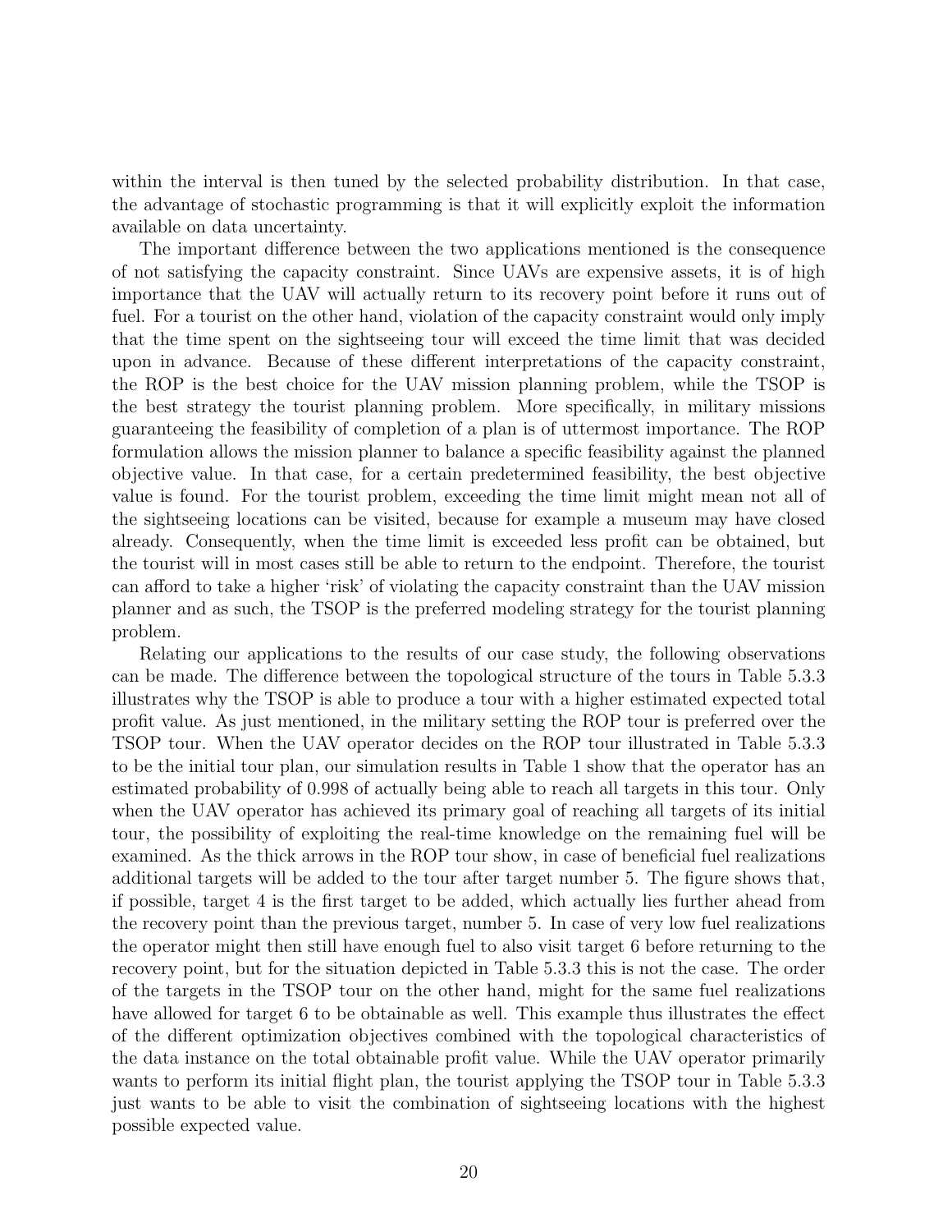within the interval is then tuned by the selected probability distribution. In that case, the advantage of stochastic programming is that it will explicitly exploit the information available on data uncertainty.

The important difference between the two applications mentioned is the consequence of not satisfying the capacity constraint. Since UAVs are expensive assets, it is of high importance that the UAV will actually return to its recovery point before it runs out of fuel. For a tourist on the other hand, violation of the capacity constraint would only imply that the time spent on the sightseeing tour will exceed the time limit that was decided upon in advance. Because of these different interpretations of the capacity constraint, the ROP is the best choice for the UAV mission planning problem, while the TSOP is the best strategy the tourist planning problem. More specifically, in military missions guaranteeing the feasibility of completion of a plan is of uttermost importance. The ROP formulation allows the mission planner to balance a specific feasibility against the planned objective value. In that case, for a certain predetermined feasibility, the best objective value is found. For the tourist problem, exceeding the time limit might mean not all of the sightseeing locations can be visited, because for example a museum may have closed already. Consequently, when the time limit is exceeded less profit can be obtained, but the tourist will in most cases still be able to return to the endpoint. Therefore, the tourist can afford to take a higher 'risk' of violating the capacity constraint than the UAV mission planner and as such, the TSOP is the preferred modeling strategy for the tourist planning problem.

Relating our applications to the results of our case study, the following observations can be made. The difference between the topological structure of the tours in Table 5.3.3 illustrates why the TSOP is able to produce a tour with a higher estimated expected total profit value. As just mentioned, in the military setting the ROP tour is preferred over the TSOP tour. When the UAV operator decides on the ROP tour illustrated in Table 5.3.3 to be the initial tour plan, our simulation results in Table 1 show that the operator has an estimated probability of 0.998 of actually being able to reach all targets in this tour. Only when the UAV operator has achieved its primary goal of reaching all targets of its initial tour, the possibility of exploiting the real-time knowledge on the remaining fuel will be examined. As the thick arrows in the ROP tour show, in case of beneficial fuel realizations additional targets will be added to the tour after target number 5. The figure shows that, if possible, target 4 is the first target to be added, which actually lies further ahead from the recovery point than the previous target, number 5. In case of very low fuel realizations the operator might then still have enough fuel to also visit target 6 before returning to the recovery point, but for the situation depicted in Table 5.3.3 this is not the case. The order of the targets in the TSOP tour on the other hand, might for the same fuel realizations have allowed for target 6 to be obtainable as well. This example thus illustrates the effect of the different optimization objectives combined with the topological characteristics of the data instance on the total obtainable profit value. While the UAV operator primarily wants to perform its initial flight plan, the tourist applying the TSOP tour in Table 5.3.3 just wants to be able to visit the combination of sightseeing locations with the highest possible expected value.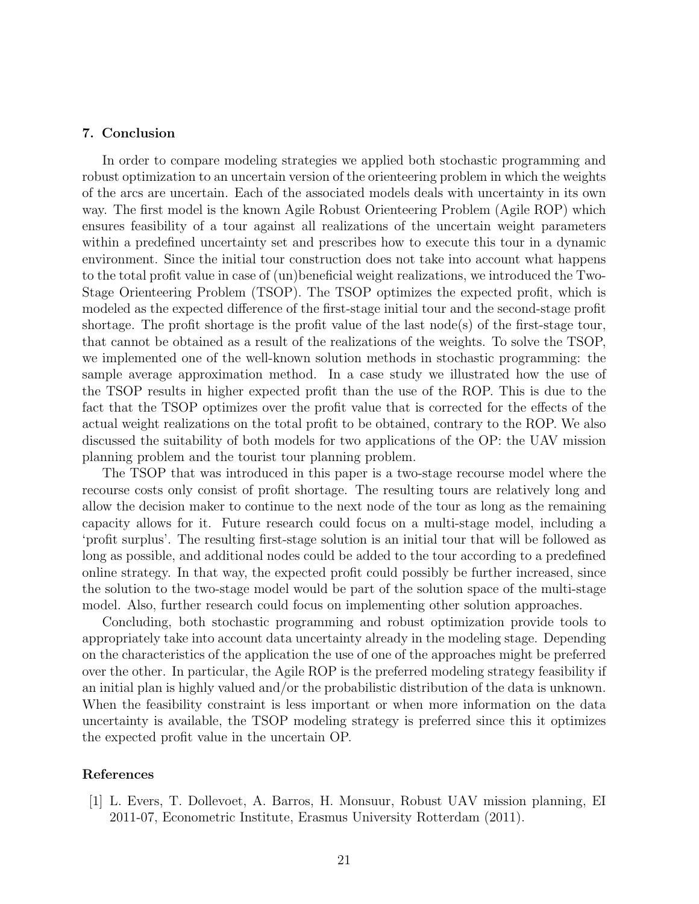## 7. Conclusion

In order to compare modeling strategies we applied both stochastic programming and robust optimization to an uncertain version of the orienteering problem in which the weights of the arcs are uncertain. Each of the associated models deals with uncertainty in its own way. The first model is the known Agile Robust Orienteering Problem (Agile ROP) which ensures feasibility of a tour against all realizations of the uncertain weight parameters within a predefined uncertainty set and prescribes how to execute this tour in a dynamic environment. Since the initial tour construction does not take into account what happens to the total profit value in case of (un)beneficial weight realizations, we introduced the Two-Stage Orienteering Problem (TSOP). The TSOP optimizes the expected profit, which is modeled as the expected difference of the first-stage initial tour and the second-stage profit shortage. The profit shortage is the profit value of the last node(s) of the first-stage tour, that cannot be obtained as a result of the realizations of the weights. To solve the TSOP, we implemented one of the well-known solution methods in stochastic programming: the sample average approximation method. In a case study we illustrated how the use of the TSOP results in higher expected profit than the use of the ROP. This is due to the fact that the TSOP optimizes over the profit value that is corrected for the effects of the actual weight realizations on the total profit to be obtained, contrary to the ROP. We also discussed the suitability of both models for two applications of the OP: the UAV mission planning problem and the tourist tour planning problem.

The TSOP that was introduced in this paper is a two-stage recourse model where the recourse costs only consist of profit shortage. The resulting tours are relatively long and allow the decision maker to continue to the next node of the tour as long as the remaining capacity allows for it. Future research could focus on a multi-stage model, including a 'profit surplus'. The resulting first-stage solution is an initial tour that will be followed as long as possible, and additional nodes could be added to the tour according to a predefined online strategy. In that way, the expected profit could possibly be further increased, since the solution to the two-stage model would be part of the solution space of the multi-stage model. Also, further research could focus on implementing other solution approaches.

Concluding, both stochastic programming and robust optimization provide tools to appropriately take into account data uncertainty already in the modeling stage. Depending on the characteristics of the application the use of one of the approaches might be preferred over the other. In particular, the Agile ROP is the preferred modeling strategy feasibility if an initial plan is highly valued and/or the probabilistic distribution of the data is unknown. When the feasibility constraint is less important or when more information on the data uncertainty is available, the TSOP modeling strategy is preferred since this it optimizes the expected profit value in the uncertain OP.

## References

[1] L. Evers, T. Dollevoet, A. Barros, H. Monsuur, Robust UAV mission planning, EI 2011-07, Econometric Institute, Erasmus University Rotterdam (2011).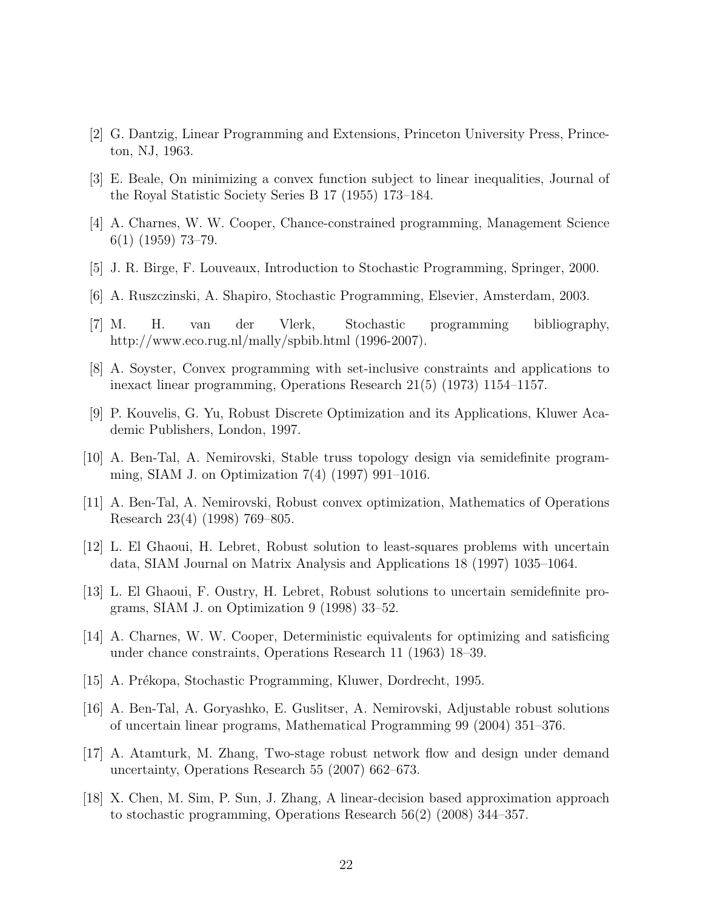[2] G. Dantzig, Linear Programming and Extensions, Princeton University Press, Princeton, NJ, 1963.

[3] E. Beale, On minimizing a convex function subject to linear inequalities, Journal of the Royal Statistic Society Series B 17 (1955) 173–184.

[4] A. Charnes, W. W. Cooper, Chance-constrained programming, Management Science 6(1) (1959) 73–79.

[5] J. R. Birge, F. Louveaux, Introduction to Stochastic Programming, Springer, 2000.

[6] A. Ruszczinski, A. Shapiro, Stochastic Programming, Elsevier, Amsterdam, 2003.

[7] M. H. van der Vlerk, Stochastic programming bibliography, http://www.eco.rug.nl/mally/spbib.html (1996-2007).

[8] A. Soyster, Convex programming with set-inclusive constraints and applications to inexact linear programming, Operations Research 21(5) (1973) 1154–1157.

[9] P. Kouvelis, G. Yu, Robust Discrete Optimization and its Applications, Kluwer Academic Publishers, London, 1997.

[10] A. Ben-Tal, A. Nemirovski, Stable truss topology design via semidefinite programming, SIAM J. on Optimization 7(4) (1997) 991–1016.

[11] A. Ben-Tal, A. Nemirovski, Robust convex optimization, Mathematics of Operations Research 23(4) (1998) 769–805.

[12] L. El Ghaoui, H. Lebret, Robust solution to least-squares problems with uncertain data, SIAM Journal on Matrix Analysis and Applications 18 (1997) 1035–1064.

[13] L. El Ghaoui, F. Oustry, H. Lebret, Robust solutions to uncertain semidefinite programs, SIAM J. on Optimization 9 (1998) 33–52.

[14] A. Charnes, W. W. Cooper, Deterministic equivalents for optimizing and satisficing under chance constraints, Operations Research 11 (1963) 18–39.

[15] A. Prékopa, Stochastic Programming, Kluwer, Dordrecht, 1995.

[16] A. Ben-Tal, A. Goryashko, E. Guslitser, A. Nemirovski, Adjustable robust solutions of uncertain linear programs, Mathematical Programming 99 (2004) 351–376.

[17] A. Atamturk, M. Zhang, Two-stage robust network flow and design under demand uncertainty, Operations Research 55 (2007) 662–673.

[18] X. Chen, M. Sim, P. Sun, J. Zhang, A linear-decision based approximation approach to stochastic programming, Operations Research 56(2) (2008) 344–357.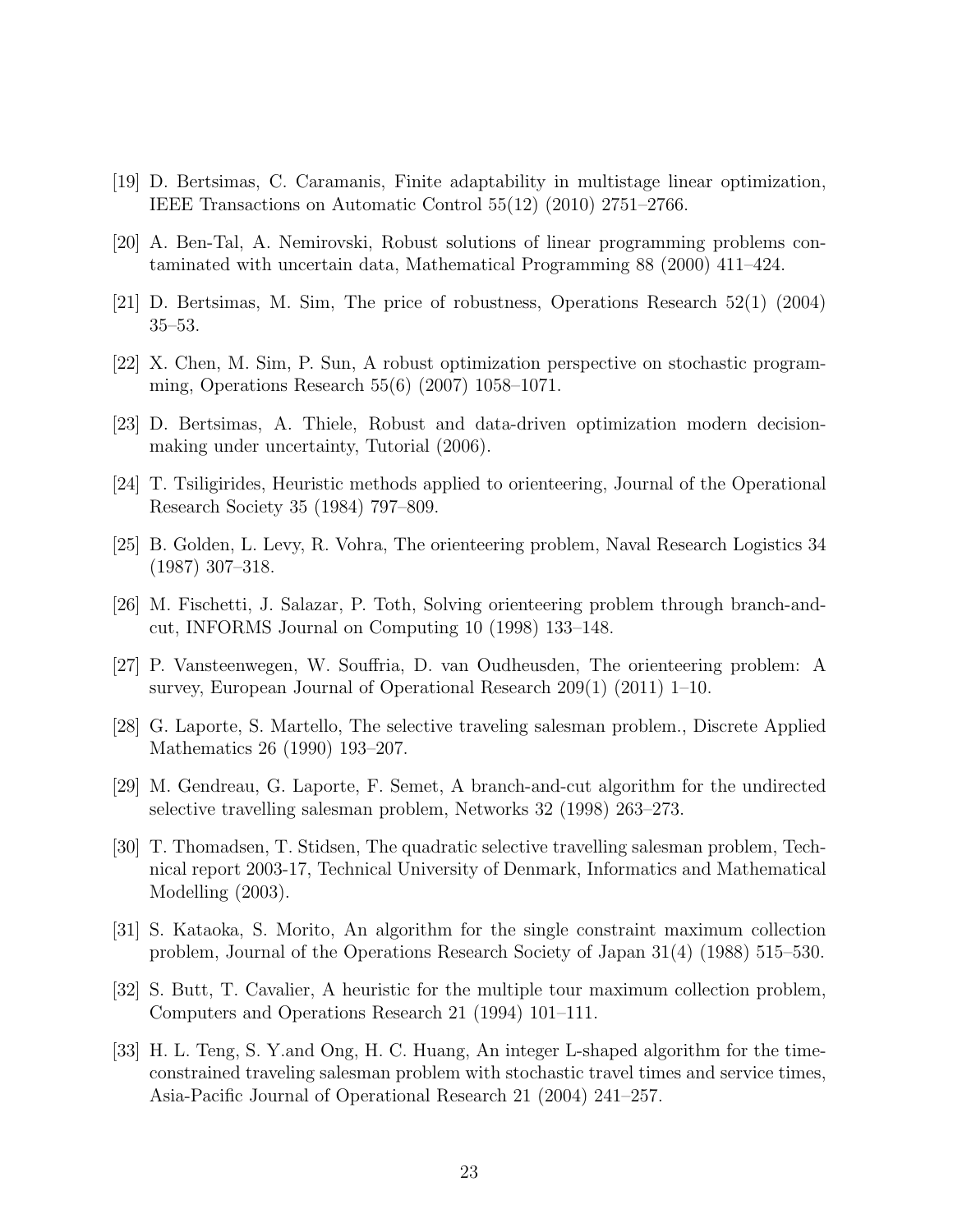[19] D. Bertsimas, C. Caramanis, Finite adaptability in multistage linear optimization, IEEE Transactions on Automatic Control 55(12) (2010) 2751–2766.

[20] A. Ben-Tal, A. Nemirovski, Robust solutions of linear programming problems contaminated with uncertain data, Mathematical Programming 88 (2000) 411–424.

[21] D. Bertsimas, M. Sim, The price of robustness, Operations Research 52(1) (2004) 35–53.

[22] X. Chen, M. Sim, P. Sun, A robust optimization perspective on stochastic programming, Operations Research 55(6) (2007) 1058–1071.

[23] D. Bertsimas, A. Thiele, Robust and data-driven optimization modern decision-making under uncertainty, Tutorial (2006).

[24] T. Tsiligirides, Heuristic methods applied to orienteering, Journal of the Operational Research Society 35 (1984) 797–809.

[25] B. Golden, L. Levy, R. Vohra, The orienteering problem, Naval Research Logistics 34 (1987) 307–318.

[26] M. Fischetti, J. Salazar, P. Toth, Solving orienteering problem through branch-and-cut, INFORMS Journal on Computing 10 (1998) 133–148.

[27] P. Vansteenwegen, W. Souffria, D. van Oudheusden, The orienteering problem: A survey, European Journal of Operational Research 209(1) (2011) 1–10.

[28] G. Laporte, S. Martello, The selective traveling salesman problem., Discrete Applied Mathematics 26 (1990) 193–207.

[29] M. Gendreau, G. Laporte, F. Semet, A branch-and-cut algorithm for the undirected selective travelling salesman problem, Networks 32 (1998) 263–273.

[30] T. Thomadsen, T. Stidsen, The quadratic selective travelling salesman problem, Technical report 2003-17, Technical University of Denmark, Informatics and Mathematical Modelling (2003).

[31] S. Kataoka, S. Morito, An algorithm for the single constraint maximum collection problem, Journal of the Operations Research Society of Japan 31(4) (1988) 515–530.

[32] S. Butt, T. Cavalier, A heuristic for the multiple tour maximum collection problem, Computers and Operations Research 21 (1994) 101–111.

[33] H. L. Teng, S. Y.and Ong, H. C. Huang, An integer L-shaped algorithm for the time-constrained traveling salesman problem with stochastic travel times and service times, Asia-Pacific Journal of Operational Research 21 (2004) 241–257.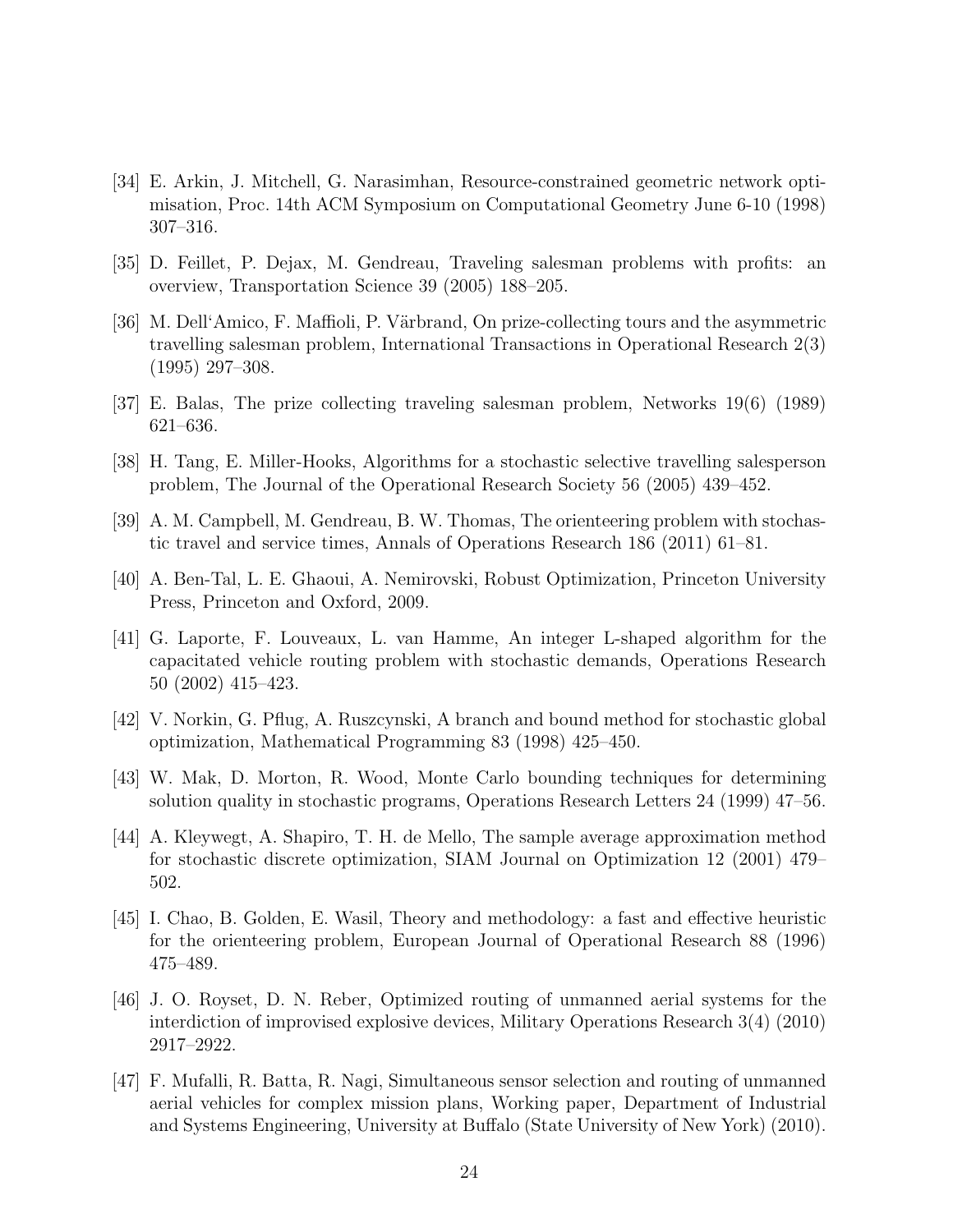[34] E. Arkin, J. Mitchell, G. Narasimhan, Resource-constrained geometric network optimisation, Proc. 14th ACM Symposium on Computational Geometry June 6-10 (1998) 307–316.

[35] D. Feillet, P. Dejax, M. Gendreau, Traveling salesman problems with profits: an overview, Transportation Science 39 (2005) 188–205.

[36] M. Dell'Amico, F. Maffioli, P. Värbrand, On prize-collecting tours and the asymmetric travelling salesman problem, International Transactions in Operational Research 2(3) (1995) 297–308.

[37] E. Balas, The prize collecting traveling salesman problem, Networks 19(6) (1989) 621–636.

[38] H. Tang, E. Miller-Hooks, Algorithms for a stochastic selective travelling salesperson problem, The Journal of the Operational Research Society 56 (2005) 439–452.

[39] A. M. Campbell, M. Gendreau, B. W. Thomas, The orienteering problem with stochastic travel and service times, Annals of Operations Research 186 (2011) 61–81.

[40] A. Ben-Tal, L. E. Ghaoui, A. Nemirovski, Robust Optimization, Princeton University Press, Princeton and Oxford, 2009.

[41] G. Laporte, F. Louveaux, L. van Hamme, An integer L-shaped algorithm for the capacitated vehicle routing problem with stochastic demands, Operations Research 50 (2002) 415–423.

[42] V. Norkin, G. Pflug, A. Ruszcynski, A branch and bound method for stochastic global optimization, Mathematical Programming 83 (1998) 425–450.

[43] W. Mak, D. Morton, R. Wood, Monte Carlo bounding techniques for determining solution quality in stochastic programs, Operations Research Letters 24 (1999) 47–56.

[44] A. Kleywegt, A. Shapiro, T. H. de Mello, The sample average approximation method for stochastic discrete optimization, SIAM Journal on Optimization 12 (2001) 479–502.

[45] I. Chao, B. Golden, E. Wasil, Theory and methodology: a fast and effective heuristic for the orienteering problem, European Journal of Operational Research 88 (1996) 475–489.

[46] J. O. Royset, D. N. Reber, Optimized routing of unmanned aerial systems for the interdiction of improvised explosive devices, Military Operations Research 3(4) (2010) 2917–2922.

[47] F. Mufalli, R. Batta, R. Nagi, Simultaneous sensor selection and routing of unmanned aerial vehicles for complex mission plans, Working paper, Department of Industrial and Systems Engineering, University at Buffalo (State University of New York) (2010).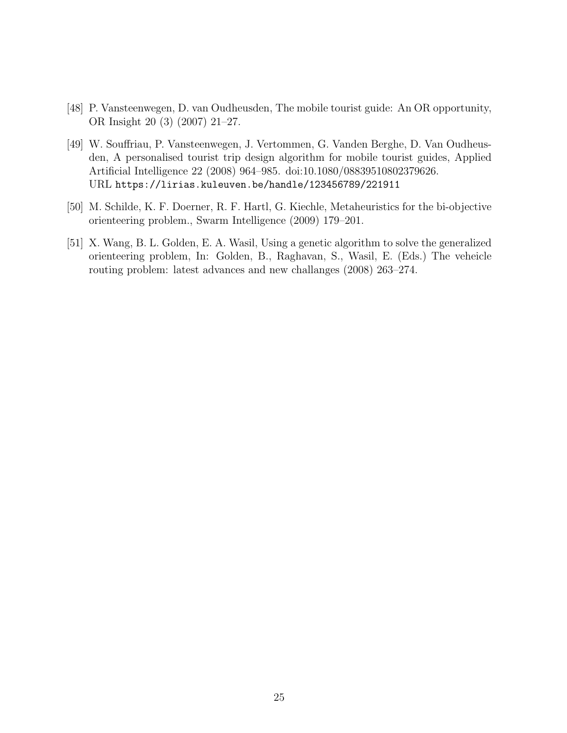[48] P. Vansteenwegen, D. van Oudheusden, The mobile tourist guide: An OR opportunity, OR Insight 20 (3) (2007) 21–27.

[49] W. Souffriau, P. Vansteenwegen, J. Vertommen, G. Vanden Berghe, D. Van Oudheusden, A personalised tourist trip design algorithm for mobile tourist guides, Applied Artificial Intelligence 22 (2008) 964–985. doi:10.1080/08839510802379626.
URL `https://lirias.kuleuven.be/handle/123456789/221911`

[50] M. Schilde, K. F. Doerner, R. F. Hartl, G. Kiechle, Metaheuristics for the bi-objective orienteering problem., Swarm Intelligence (2009) 179–201.

[51] X. Wang, B. L. Golden, E. A. Wasil, Using a genetic algorithm to solve the generalized orienteering problem, In: Golden, B., Raghavan, S., Wasil, E. (Eds.) The veheicle routing problem: latest advances and new challanges (2008) 263–274.